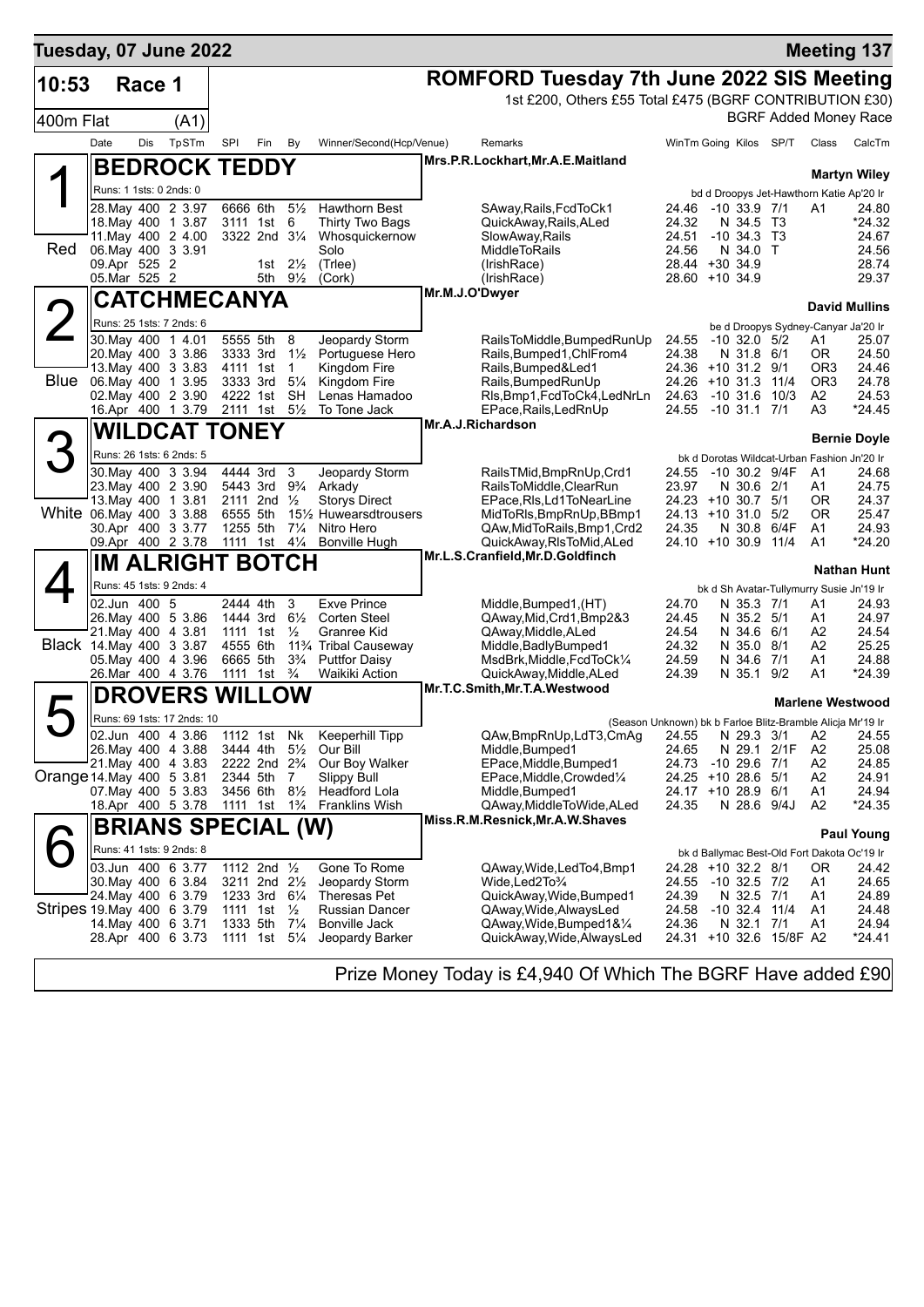**Tuesday, 07 June 2022** — **Meeting 137**

# ROMFORD Tuesday 7th June 2022 SIS Meeting

**10:53 Race 1** — 400m Flat (A1)

1st £200, Others £55 Total £475 (BGRF CONTRIBUTION £30)

BGRF Added Money Race

| Date | Dis | TpSTm | SPI | Fin | By | Winner/Second(Hcp/Venue) | Remarks | WinTm | Going | Kilos | SP/T | Class | CalcTm |
|---|---|---|---|---|---|---|---|---|---|---|---|---|---|

## 1 BEDROCK TEDDY (Red)
Mrs.P.R.Lockhart,Mr.A.E.Maitland — **Martyn Wiley**

Runs: 1 1sts: 0 2nds: 0 — bd d Droopys Jet-Hawthorn Katie Ap'20 Ir

| Date | Dis | TpSTm | SPI | Fin | By | Winner/Second(Hcp/Venue) | Remarks | WinTm | Going | Kilos | SP/T | Class | CalcTm |
|---|---|---|---|---|---|---|---|---|---|---|---|---|---|
| 28.May | 400 | 2 3.97 | 6666 | 6th | 5½ | Hawthorn Best | SAway,Rails,FcdToCk1 | 24.46 | -10 | 33.9 | 7/1 | A1 | 24.80 |
| 18.May | 400 | 1 3.87 | 3111 | 1st | 6 | Thirty Two Bags | QuickAway,Rails,ALed | 24.32 | N | 34.5 | T3 | | *24.32 |
| 11.May | 400 | 2 4.00 | 3322 | 2nd | 3¼ | Whosquickernow | SlowAway,Rails | 24.51 | -10 | 34.3 | T3 | | 24.67 |
| 06.May | 400 | 3 3.91 | | | | Solo | MiddleToRails | 24.56 | N | 34.0 | T | | 24.56 |
| 09.Apr | 525 | 2 | | 1st | 2½ | (Trlee) | (IrishRace) | 28.44 | +30 | 34.9 | | | 28.74 |
| 05.Mar | 525 | 2 | | 5th | 9½ | (Cork) | (IrishRace) | 28.60 | +10 | 34.9 | | | 29.37 |

## 2 CATCHMECANYA (Blue)
Mr.M.J.O'Dwyer — **David Mullins**

Runs: 25 1sts: 7 2nds: 6 — be d Droopys Sydney-Canyar Ja'20 Ir

| Date | Dis | TpSTm | SPI | Fin | By | Winner/Second(Hcp/Venue) | Remarks | WinTm | Going | Kilos | SP/T | Class | CalcTm |
|---|---|---|---|---|---|---|---|---|---|---|---|---|---|
| 30.May | 400 | 1 4.01 | 5555 | 5th | 8 | Jeopardy Storm | RailsToMiddle,BumpedRunUp | 24.55 | -10 | 32.0 | 5/2 | A1 | 25.07 |
| 20.May | 400 | 3 3.86 | 3333 | 3rd | 1½ | Portuguese Hero | Rails,Bumped1,ChlFrom4 | 24.38 | N | 31.8 | 6/1 | OR | 24.50 |
| 13.May | 400 | 3 3.83 | 4111 | 1st | 1 | Kingdom Fire | Rails,Bumped&Led1 | 24.36 | +10 | 31.2 | 9/1 | OR3 | 24.46 |
| 06.May | 400 | 1 3.95 | 3333 | 3rd | 5¼ | Kingdom Fire | Rails,BumpedRunUp | 24.26 | +10 | 31.3 | 11/4 | OR3 | 24.78 |
| 02.May | 400 | 2 3.90 | 4222 | 1st | SH | Lenas Hamadoo | Rls,Bmp1,FcdToCk4,LedNrLn | 24.63 | -10 | 31.6 | 10/3 | A2 | 24.53 |
| 16.Apr | 400 | 1 3.79 | 2111 | 1st | 5½ | To Tone Jack | EPace,Rails,LedRnUp | 24.55 | -10 | 31.1 | 7/1 | A3 | *24.45 |

## 3 WILDCAT TONEY (White)
Mr.A.J.Richardson — **Bernie Doyle**

Runs: 26 1sts: 6 2nds: 5 — bk d Dorotas Wildcat-Urban Fashion Jn'20 Ir

| Date | Dis | TpSTm | SPI | Fin | By | Winner/Second(Hcp/Venue) | Remarks | WinTm | Going | Kilos | SP/T | Class | CalcTm |
|---|---|---|---|---|---|---|---|---|---|---|---|---|---|
| 30.May | 400 | 3 3.94 | 4444 | 3rd | 3 | Jeopardy Storm | RailsTMid,BmpRnUp,Crd1 | 24.55 | -10 | 30.2 | 9/4F | A1 | 24.68 |
| 23.May | 400 | 2 3.90 | 5443 | 3rd | 9¾ | Arkady | RailsToMiddle,ClearRun | 23.97 | N | 30.6 | 2/1 | A1 | 24.75 |
| 13.May | 400 | 1 3.81 | 2111 | 2nd | ½ | Storys Direct | EPace,Rls,Ld1ToNearLine | 24.23 | +10 | 30.7 | 5/1 | OR | 24.37 |
| 06.May | 400 | 3 3.88 | 6555 | 5th | 15½ | Huwearsdtrousers | MidToRls,BmpRnUp,BBmp1 | 24.13 | +10 | 31.0 | 5/2 | OR | 25.47 |
| 30.Apr | 400 | 3 3.77 | 1255 | 5th | 7¼ | Nitro Hero | QAw,MidToRails,Bmp1,Crd2 | 24.35 | N | 30.8 | 6/4F | A1 | 24.93 |
| 09.Apr | 400 | 2 3.78 | 1111 | 1st | 4¼ | Bonville Hugh | QuickAway,RlsToMid,ALed | 24.10 | +10 | 30.9 | 11/4 | A1 | *24.20 |

## 4 IM ALRIGHT BOTCH (Black)
Mr.L.S.Cranfield,Mr.D.Goldfinch — **Nathan Hunt**

Runs: 45 1sts: 9 2nds: 4 — bk d Sh Avatar-Tullymurry Susie Jn'19 Ir

| Date | Dis | TpSTm | SPI | Fin | By | Winner/Second(Hcp/Venue) | Remarks | WinTm | Going | Kilos | SP/T | Class | CalcTm |
|---|---|---|---|---|---|---|---|---|---|---|---|---|---|
| 02.Jun | 400 | 5 | 2444 | 4th | 3 | Exve Prince | Middle,Bumped1,(HT) | 24.70 | N | 35.3 | 7/1 | A1 | 24.93 |
| 26.May | 400 | 5 3.86 | 1444 | 3rd | 6½ | Corten Steel | QAway,Mid,Crd1,Bmp2&3 | 24.45 | N | 35.2 | 5/1 | A1 | 24.97 |
| 21.May | 400 | 4 3.81 | 1111 | 1st | ½ | Granree Kid | QAway,Middle,ALed | 24.54 | N | 34.6 | 6/1 | A2 | 24.54 |
| 14.May | 400 | 3 3.87 | 4555 | 6th | 11¾ | Tribal Causeway | Middle,BadlyBumped1 | 24.32 | N | 35.0 | 8/1 | A2 | 25.25 |
| 05.May | 400 | 4 3.96 | 6665 | 5th | 3¾ | Puttfor Daisy | MsdBrk,Middle,FcdToCk¼ | 24.59 | N | 34.6 | 7/1 | A1 | 24.88 |
| 26.Mar | 400 | 4 3.76 | 1111 | 1st | ¾ | Waikiki Action | QuickAway,Middle,ALed | 24.39 | N | 35.1 | 9/2 | A1 | *24.39 |

## 5 DROVERS WILLOW (Orange)
Mr.T.C.Smith,Mr.T.A.Westwood — **Marlene Westwood**

Runs: 69 1sts: 17 2nds: 10 — (Season Unknown) bk b Farloe Blitz-Bramble Alicja Mr'19 Ir

| Date | Dis | TpSTm | SPI | Fin | By | Winner/Second(Hcp/Venue) | Remarks | WinTm | Going | Kilos | SP/T | Class | CalcTm |
|---|---|---|---|---|---|---|---|---|---|---|---|---|---|
| 02.Jun | 400 | 4 3.86 | 1112 | 1st | Nk | Keeperhill Tipp | QAw,BmpRnUp,LdT3,CmAg | 24.55 | N | 29.3 | 3/1 | A2 | 24.55 |
| 26.May | 400 | 4 3.88 | 3444 | 4th | 5½ | Our Bill | Middle,Bumped1 | 24.65 | N | 29.1 | 2/1F | A2 | 25.08 |
| 21.May | 400 | 4 3.83 | 2222 | 2nd | 2¾ | Our Boy Walker | EPace,Middle,Bumped1 | 24.73 | -10 | 29.6 | 7/1 | A2 | 24.85 |
| 14.May | 400 | 5 3.81 | 2344 | 5th | 7 | Slippy Bull | EPace,Middle,Crowded¼ | 24.25 | +10 | 28.6 | 5/1 | A2 | 24.91 |
| 07.May | 400 | 5 3.83 | 3456 | 6th | 8½ | Headford Lola | Middle,Bumped1 | 24.17 | +10 | 28.9 | 6/1 | A1 | 24.94 |
| 18.Apr | 400 | 5 3.78 | 1111 | 1st | 1¾ | Franklins Wish | QAway,MiddleToWide,ALed | 24.35 | N | 28.6 | 9/4J | A2 | *24.35 |

## 6 BRIANS SPECIAL (W) (Stripes)
Miss.R.M.Resnick,Mr.A.W.Shaves — **Paul Young**

Runs: 41 1sts: 9 2nds: 8 — bk d Ballymac Best-Old Fort Dakota Oc'19 Ir

| Date | Dis | TpSTm | SPI | Fin | By | Winner/Second(Hcp/Venue) | Remarks | WinTm | Going | Kilos | SP/T | Class | CalcTm |
|---|---|---|---|---|---|---|---|---|---|---|---|---|---|
| 03.Jun | 400 | 6 3.77 | 1112 | 2nd | ½ | Gone To Rome | QAway,Wide,LedTo4,Bmp1 | 24.28 | +10 | 32.2 | 8/1 | OR | 24.42 |
| 30.May | 400 | 6 3.84 | 3211 | 2nd | 2½ | Jeopardy Storm | Wide,Led2To¾ | 24.55 | -10 | 32.5 | 7/2 | A1 | 24.65 |
| 24.May | 400 | 6 3.79 | 1233 | 3rd | 6¼ | Theresas Pet | QuickAway,Wide,Bumped1 | 24.39 | N | 32.5 | 7/1 | A1 | 24.89 |
| 19.May | 400 | 6 3.79 | 1111 | 1st | ½ | Russian Dancer | QAway,Wide,AlwaysLed | 24.58 | -10 | 32.4 | 11/4 | A1 | 24.48 |
| 14.May | 400 | 6 3.71 | 1333 | 5th | 7¼ | Bonville Jack | QAway,Wide,Bumped1&¼ | 24.36 | N | 32.1 | 7/1 | A1 | 24.94 |
| 28.Apr | 400 | 6 3.73 | 1111 | 1st | 5¼ | Jeopardy Barker | QuickAway,Wide,AlwaysLed | 24.31 | +10 | 32.6 | 15/8F | A2 | *24.41 |

Prize Money Today is £4,940 Of Which The BGRF Have added £90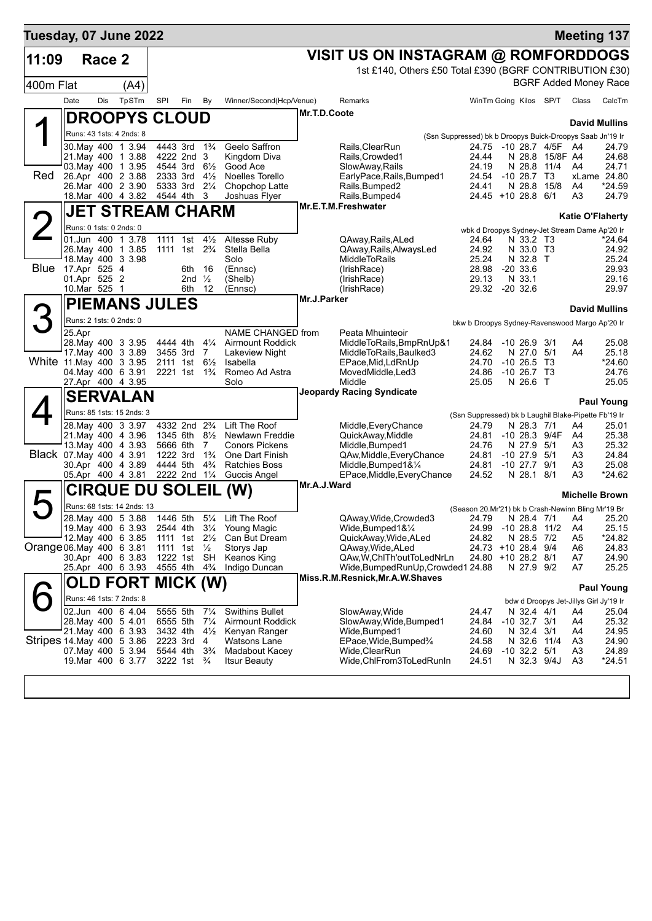**Tuesday, 07 June 2022** — **Meeting 137**

# 11:09 Race 2 — 400m Flat (A4)

**VISIT US ON INSTAGRAM @ ROMFORDDOGS**

1st £140, Others £50 Total £390 (BGRF CONTRIBUTION £30)

BGRF Added Money Race

## 1 Red — DROOPYS CLOUD

Mr.T.D.Coote — **David Mullins**

Runs: 43 1sts: 4 2nds: 8

(Ssn Suppressed) bk b Droopys Buick-Droopys Saab Jn'19 Ir

| Date | Dis | TpSTm | SPI | Fin | By | Winner/Second(Hcp/Venue) | Remarks | WinTm | Going | Kilos | SP/T | Class | CalcTm |
|---|---|---|---|---|---|---|---|---|---|---|---|---|---|
| 30.May | 400 | 1 3.94 | 4443 | 3rd | 1¾ | Geelo Saffron | Rails,ClearRun | 24.75 | -10 | 28.7 | 4/5F | A4 | 24.79 |
| 21.May | 400 | 1 3.88 | 4222 | 2nd | 3 | Kingdom Diva | Rails,Crowded1 | 24.44 | N | 28.8 | 15/8F | A4 | 24.68 |
| 03.May | 400 | 1 3.95 | 4544 | 3rd | 6½ | Good Ace | SlowAway,Rails | 24.19 | N | 28.8 | 11/4 | A4 | 24.71 |
| 26.Apr | 400 | 2 3.88 | 2333 | 3rd | 4½ | Noelles Torello | EarlyPace,Rails,Bumped1 | 24.54 | -10 | 28.7 | T3 | xLame | 24.80 |
| 26.Mar | 400 | 2 3.90 | 5333 | 3rd | 2¼ | Chopchop Latte | Rails,Bumped2 | 24.41 | N | 28.8 | 15/8 | A4 | *24.59 |
| 18.Mar | 400 | 4 3.82 | 4544 | 4th | 3 | Joshuas Flyer | Rails,Bumped4 | 24.45 | +10 | 28.8 | 6/1 | A3 | 24.79 |

## 2 Blue — JET STREAM CHARM

Mr.E.T.M.Freshwater — **Katie O'Flaherty**

Runs: 0 1sts: 0 2nds: 0

wbk d Droopys Sydney-Jet Stream Dame Ap'20 Ir

| Date | Dis | TpSTm | SPI | Fin | By | Winner/Second(Hcp/Venue) | Remarks | WinTm | Going | Kilos | SP/T | Class | CalcTm |
|---|---|---|---|---|---|---|---|---|---|---|---|---|---|
| 01.Jun | 400 | 1 3.78 | 1111 | 1st | 4½ | Altesse Ruby | QAway,Rails,ALed | 24.64 | N | 33.2 | T3 | | *24.64 |
| 26.May | 400 | 1 3.85 | 1111 | 1st | 2¾ | Stella Bella | QAway,Rails,AlwaysLed | 24.92 | N | 33.0 | T3 | | 24.92 |
| 18.May | 400 | 3 3.98 | | | | Solo | MiddleToRails | 25.24 | N | 32.8 | T | | 25.24 |
| 17.Apr | 525 | 4 | | 6th | 16 | (Ennsc) | (IrishRace) | 28.98 | -20 | 33.6 | | | 29.93 |
| 01.Apr | 525 | 2 | | 2nd | ½ | (Shelb) | (IrishRace) | 29.13 | N | 33.1 | | | 29.16 |
| 10.Mar | 525 | 1 | | 6th | 12 | (Ennsc) | (IrishRace) | 29.32 | -20 | 32.6 | | | 29.97 |

## 3 White — PIEMANS JULES

Mr.J.Parker — **David Mullins**

Runs: 2 1sts: 0 2nds: 0

bkw b Droopys Sydney-Ravenswood Margo Ap'20 Ir

| Date | Dis | TpSTm | SPI | Fin | By | Winner/Second(Hcp/Venue) | Remarks | WinTm | Going | Kilos | SP/T | Class | CalcTm |
|---|---|---|---|---|---|---|---|---|---|---|---|---|---|
| 25.Apr | | | | | | NAME CHANGED from | Peata Mhuinteoir | | | | | | |
| 28.May | 400 | 3 3.95 | 4444 | 4th | 4¼ | Airmount Roddick | MiddleToRails,BmpRnUp&1 | 24.84 | -10 | 26.9 | 3/1 | A4 | 25.08 |
| 17.May | 400 | 3 3.89 | 3455 | 3rd | 7 | Lakeview Night | MiddleToRails,Baulked3 | 24.62 | N | 27.0 | 5/1 | A4 | 25.18 |
| 11.May | 400 | 3 3.95 | 2111 | 1st | 6½ | Isabella | EPace,Mid,LdRnUp | 24.70 | -10 | 26.5 | T3 | | *24.60 |
| 04.May | 400 | 6 3.91 | 2221 | 1st | 1¾ | Romeo Ad Astra | MovedMiddle,Led3 | 24.86 | -10 | 26.7 | T3 | | 24.76 |
| 27.Apr | 400 | 4 3.95 | | | | Solo | Middle | 25.05 | N | 26.6 | T | | 25.05 |

## 4 Black — SERVALAN

Jeopardy Racing Syndicate — **Paul Young**

Runs: 85 1sts: 15 2nds: 3

(Ssn Suppressed) bk b Laughil Blake-Pipette Fb'19 Ir

| Date | Dis | TpSTm | SPI | Fin | By | Winner/Second(Hcp/Venue) | Remarks | WinTm | Going | Kilos | SP/T | Class | CalcTm |
|---|---|---|---|---|---|---|---|---|---|---|---|---|---|
| 28.May | 400 | 3 3.97 | 4332 | 2nd | 2¾ | Lift The Roof | Middle,EveryChance | 24.79 | N | 28.3 | 7/1 | A4 | 25.01 |
| 21.May | 400 | 4 3.96 | 1345 | 6th | 8½ | Newlawn Freddie | QuickAway,Middle | 24.81 | -10 | 28.3 | 9/4F | A4 | 25.38 |
| 13.May | 400 | 4 3.93 | 5666 | 6th | 7 | Conors Pickens | Middle,Bumped1 | 24.76 | N | 27.9 | 5/1 | A3 | 25.32 |
| 07.May | 400 | 4 3.91 | 1222 | 3rd | 1¾ | One Dart Finish | QAw,Middle,EveryChance | 24.81 | -10 | 27.9 | 5/1 | A3 | 24.84 |
| 30.Apr | 400 | 4 3.89 | 4444 | 5th | 4¾ | Ratchies Boss | Middle,Bumped1&¼ | 24.81 | -10 | 27.7 | 9/1 | A3 | 25.08 |
| 05.Apr | 400 | 4 3.81 | 2222 | 2nd | 1¼ | Guccis Angel | EPace,Middle,EveryChance | 24.52 | N | 28.1 | 8/1 | A3 | *24.62 |

## 5 Orange — CIRQUE DU SOLEIL (W)

Mr.A.J.Ward — **Michelle Brown**

Runs: 68 1sts: 14 2nds: 13

(Season 20.Mr'21) bk b Crash-Newinn Bling Mr'19 Br

| Date | Dis | TpSTm | SPI | Fin | By | Winner/Second(Hcp/Venue) | Remarks | WinTm | Going | Kilos | SP/T | Class | CalcTm |
|---|---|---|---|---|---|---|---|---|---|---|---|---|---|
| 28.May | 400 | 5 3.88 | 1446 | 5th | 5¼ | Lift The Roof | QAway,Wide,Crowded3 | 24.79 | N | 28.4 | 7/1 | A4 | 25.20 |
| 19.May | 400 | 6 3.93 | 2544 | 4th | 3¼ | Young Magic | Wide,Bumped1&¼ | 24.99 | -10 | 28.8 | 11/2 | A4 | 25.15 |
| 12.May | 400 | 6 3.85 | 1111 | 1st | 2½ | Can But Dream | QuickAway,Wide,ALed | 24.82 | N | 28.5 | 7/2 | A5 | *24.82 |
| 06.May | 400 | 6 3.81 | 1111 | 1st | ½ | Storys Jap | QAway,Wide,ALed | 24.73 | +10 | 28.4 | 9/4 | A6 | 24.83 |
| 30.Apr | 400 | 6 3.83 | 1222 | 1st | SH | Keanos King | QAw,W,ChlTh'outToLedNrLn | 24.80 | +10 | 28.2 | 8/1 | A7 | 24.90 |
| 25.Apr | 400 | 6 3.93 | 4555 | 4th | 4¾ | Indigo Duncan | Wide,BumpedRunUp,Crowded1 | 24.88 | N | 27.9 | 9/2 | A7 | 25.25 |

## 6 Stripes — OLD FORT MICK (W)

Miss.R.M.Resnick,Mr.A.W.Shaves — **Paul Young**

Runs: 46 1sts: 7 2nds: 8

bdw d Droopys Jet-Jillys Girl Jy'19 Ir

| Date | Dis | TpSTm | SPI | Fin | By | Winner/Second(Hcp/Venue) | Remarks | WinTm | Going | Kilos | SP/T | Class | CalcTm |
|---|---|---|---|---|---|---|---|---|---|---|---|---|---|
| 02.Jun | 400 | 6 4.04 | 5555 | 5th | 7¼ | Swithins Bullet | SlowAway,Wide | 24.47 | N | 32.4 | 4/1 | A4 | 25.04 |
| 28.May | 400 | 5 4.01 | 6555 | 5th | 7¼ | Airmount Roddick | SlowAway,Wide,Bumped1 | 24.84 | -10 | 32.7 | 3/1 | A4 | 25.32 |
| 21.May | 400 | 6 3.93 | 3432 | 4th | 4½ | Kenyan Ranger | Wide,Bumped1 | 24.60 | N | 32.4 | 3/1 | A4 | 24.95 |
| 14.May | 400 | 5 3.86 | 2223 | 3rd | 4 | Watsons Lane | EPace,Wide,Bumped¾ | 24.58 | N | 32.6 | 11/4 | A3 | 24.90 |
| 07.May | 400 | 5 3.94 | 5544 | 4th | 3¾ | Madabout Kacey | Wide,ClearRun | 24.69 | -10 | 32.2 | 5/1 | A3 | 24.89 |
| 19.Mar | 400 | 6 3.77 | 3222 | 1st | ¾ | Itsur Beauty | Wide,ChlFrom3ToLedRunIn | 24.51 | N | 32.3 | 9/4J | A3 | *24.51 |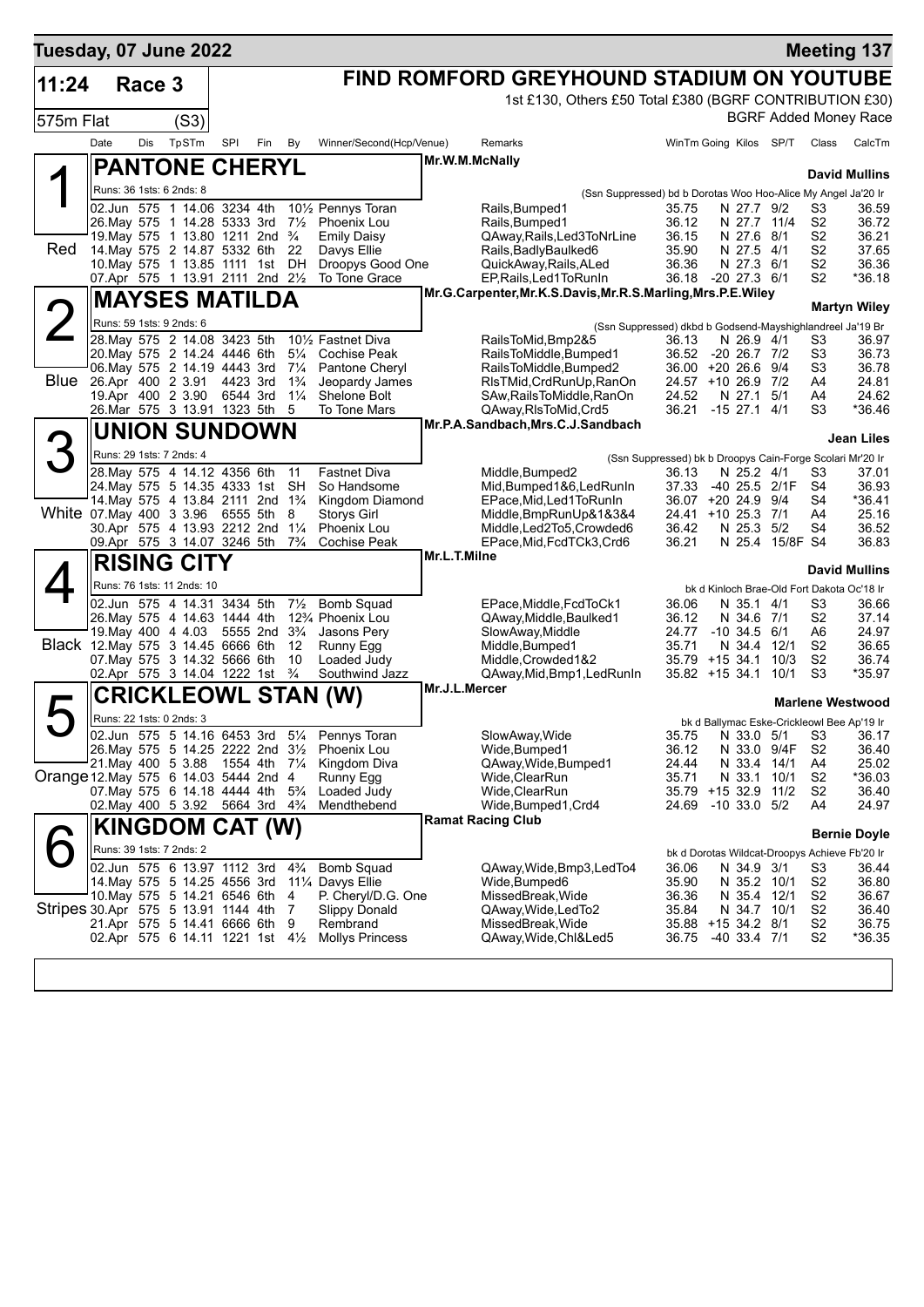# Tuesday, 07 June 2022 — Meeting 137

## 11:24 Race 3 — 575m Flat (S3)

**FIND ROMFORD GREYHOUND STADIUM ON YOUTUBE**

1st £130, Others £50 Total £380 (BGRF CONTRIBUTION £30)

BGRF Added Money Race

| Date | Dis | TpSTm | SPI | Fin | By | Winner/Second(Hcp/Venue) | Remarks | WinTm | Going | Kilos | SP/T | Class | CalcTm |
|---|---|---|---|---|---|---|---|---|---|---|---|---|---|

### 1 (Red) PANTONE CHERYL — Mr.W.M.McNally — David Mullins

Runs: 36 1sts: 6 2nds: 8 — (Ssn Suppressed) bd b Dorotas Woo Hoo-Alice My Angel Ja'20 Ir

| Date | Dis | TpSTm | SPI | Fin | By | Winner/Second(Hcp/Venue) | Remarks | WinTm | Going | Kilos | SP/T | Class | CalcTm |
|---|---|---|---|---|---|---|---|---|---|---|---|---|---|
| 02.Jun | 575 | 1 14.06 | 3234 | 4th | 10½ | Pennys Toran | Rails,Bumped1 | 35.75 | N | 27.7 | 9/2 | S3 | 36.59 |
| 26.May | 575 | 1 14.28 | 5333 | 3rd | 7½ | Phoenix Lou | Rails,Bumped1 | 36.12 | N | 27.7 | 11/4 | S2 | 36.72 |
| 19.May | 575 | 1 13.80 | 1211 | 2nd | ¾ | Emily Daisy | QAway,Rails,Led3ToNrLine | 36.15 | N | 27.6 | 8/1 | S2 | 36.21 |
| 14.May | 575 | 2 14.87 | 5332 | 6th | 22 | Davys Ellie | Rails,BadlyBaulked6 | 35.90 | N | 27.5 | 4/1 | S2 | 37.65 |
| 10.May | 575 | 1 13.85 | 1111 | 1st | DH | Droopys Good One | QuickAway,Rails,ALed | 36.36 | N | 27.3 | 6/1 | S2 | 36.36 |
| 07.Apr | 575 | 1 13.91 | 2111 | 2nd | 2½ | To Tone Grace | EP,Rails,Led1ToRunIn | 36.18 | -20 | 27.3 | 6/1 | S2 | *36.18 |

### 2 (Blue) MAYSES MATILDA — Mr.G.Carpenter,Mr.K.S.Davis,Mr.R.S.Marling,Mrs.P.E.Wiley — Martyn Wiley

Runs: 59 1sts: 9 2nds: 6 — (Ssn Suppressed) dkbd b Godsend-Mayshighlandreel Ja'19 Br

| Date | Dis | TpSTm | SPI | Fin | By | Winner/Second(Hcp/Venue) | Remarks | WinTm | Going | Kilos | SP/T | Class | CalcTm |
|---|---|---|---|---|---|---|---|---|---|---|---|---|---|
| 28.May | 575 | 2 14.08 | 3423 | 5th | 10½ | Fastnet Diva | RailsToMid,Bmp2&5 | 36.13 | N | 26.9 | 4/1 | S3 | 36.97 |
| 20.May | 575 | 2 14.24 | 4446 | 6th | 5¼ | Cochise Peak | RailsToMiddle,Bumped1 | 36.52 | -20 | 26.7 | 7/2 | S3 | 36.73 |
| 06.May | 575 | 2 14.19 | 4443 | 3rd | 7¼ | Pantone Cheryl | RailsToMiddle,Bumped2 | 36.00 | +20 | 26.6 | 9/4 | S3 | 36.78 |
| 26.Apr | 400 | 2 3.91 | 4423 | 3rd | 1¾ | Jeopardy James | RlsTMid,CrdRunUp,RanOn | 24.57 | +10 | 26.9 | 7/2 | A4 | 24.81 |
| 19.Apr | 400 | 2 3.90 | 6544 | 3rd | 1¼ | Shelone Bolt | SAw,RailsToMiddle,RanOn | 24.52 | N | 27.1 | 5/1 | A4 | 24.62 |
| 26.Mar | 575 | 3 13.91 | 1323 | 5th | 5 | To Tone Mars | QAway,RlsToMid,Crd5 | 36.21 | -15 | 27.1 | 4/1 | S3 | *36.46 |

### 3 (White) UNION SUNDOWN — Mr.P.A.Sandbach,Mrs.C.J.Sandbach — Jean Liles

Runs: 29 1sts: 7 2nds: 4 — (Ssn Suppressed) bk b Droopys Cain-Forge Scolari Mr'20 Ir

| Date | Dis | TpSTm | SPI | Fin | By | Winner/Second(Hcp/Venue) | Remarks | WinTm | Going | Kilos | SP/T | Class | CalcTm |
|---|---|---|---|---|---|---|---|---|---|---|---|---|---|
| 28.May | 575 | 4 14.12 | 4356 | 6th | 11 | Fastnet Diva | Middle,Bumped2 | 36.13 | N | 25.2 | 4/1 | S3 | 37.01 |
| 24.May | 575 | 5 14.35 | 4333 | 1st | SH | So Handsome | Mid,Bumped1&6,LedRunIn | 37.33 | -40 | 25.5 | 2/1F | S4 | 36.93 |
| 14.May | 575 | 4 13.84 | 2111 | 2nd | 1¾ | Kingdom Diamond | EPace,Mid,Led1ToRunIn | 36.07 | +20 | 24.9 | 9/4 | S4 | *36.41 |
| 07.May | 400 | 3 3.96 | 6555 | 5th | 8 | Storys Girl | Middle,BmpRunUp&1&3&4 | 24.41 | +10 | 25.3 | 7/1 | A4 | 25.16 |
| 30.Apr | 575 | 4 13.93 | 2212 | 2nd | 1¼ | Phoenix Lou | Middle,Led2To5,Crowded6 | 36.42 | N | 25.3 | 5/2 | S4 | 36.52 |
| 09.Apr | 575 | 3 14.07 | 3246 | 5th | 7¾ | Cochise Peak | EPace,Mid,FcdTCk3,Crd6 | 36.21 | N | 25.4 | 15/8F | S4 | 36.83 |

### 4 (Black) RISING CITY — Mr.L.T.Milne — David Mullins

Runs: 76 1sts: 11 2nds: 10 — bk d Kinloch Brae-Old Fort Dakota Oc'18 Ir

| Date | Dis | TpSTm | SPI | Fin | By | Winner/Second(Hcp/Venue) | Remarks | WinTm | Going | Kilos | SP/T | Class | CalcTm |
|---|---|---|---|---|---|---|---|---|---|---|---|---|---|
| 02.Jun | 575 | 4 14.31 | 3434 | 5th | 7½ | Bomb Squad | EPace,Middle,FcdToCk1 | 36.06 | N | 35.1 | 4/1 | S3 | 36.66 |
| 26.May | 575 | 4 14.63 | 1444 | 4th | 12¾ | Phoenix Lou | QAway,Middle,Baulked1 | 36.12 | N | 34.6 | 7/1 | S2 | 37.14 |
| 19.May | 400 | 4 4.03 | 5555 | 2nd | 3¾ | Jasons Pery | SlowAway,Middle | 24.77 | -10 | 34.5 | 6/1 | A6 | 24.97 |
| 12.May | 575 | 3 14.45 | 6666 | 6th | 12 | Runny Egg | Middle,Bumped1 | 35.71 | N | 34.4 | 12/1 | S2 | 36.65 |
| 07.May | 575 | 3 14.32 | 5666 | 6th | 10 | Loaded Judy | Middle,Crowded1&2 | 35.79 | +15 | 34.1 | 10/3 | S2 | 36.74 |
| 02.Apr | 575 | 3 14.04 | 1222 | 1st | ¾ | Southwind Jazz | QAway,Mid,Bmp1,LedRunIn | 35.82 | +15 | 34.1 | 10/1 | S3 | *35.97 |

### 5 (Orange) CRICKLEOWL STAN (W) — Mr.J.L.Mercer — Marlene Westwood

Runs: 22 1sts: 0 2nds: 3 — bk d Ballymac Eske-Crickleowl Bee Ap'19 Ir

| Date | Dis | TpSTm | SPI | Fin | By | Winner/Second(Hcp/Venue) | Remarks | WinTm | Going | Kilos | SP/T | Class | CalcTm |
|---|---|---|---|---|---|---|---|---|---|---|---|---|---|
| 02.Jun | 575 | 5 14.16 | 6453 | 3rd | 5¼ | Pennys Toran | SlowAway,Wide | 35.75 | N | 33.0 | 5/1 | S3 | 36.17 |
| 26.May | 575 | 5 14.25 | 2222 | 2nd | 3½ | Phoenix Lou | Wide,Bumped1 | 36.12 | N | 33.0 | 9/4F | S2 | 36.40 |
| 21.May | 400 | 5 3.88 | 1554 | 4th | 7¼ | Kingdom Diva | QAway,Wide,Bumped1 | 24.44 | N | 33.4 | 14/1 | A4 | 25.02 |
| 12.May | 575 | 6 14.03 | 5444 | 2nd | 4 | Runny Egg | Wide,ClearRun | 35.71 | N | 33.1 | 10/1 | S2 | *36.03 |
| 07.May | 575 | 6 14.18 | 4444 | 4th | 5¾ | Loaded Judy | Wide,ClearRun | 35.79 | +15 | 32.9 | 11/2 | S2 | 36.40 |
| 02.May | 400 | 5 3.92 | 5664 | 3rd | 4¾ | Mendthebend | Wide,Bumped1,Crd4 | 24.69 | -10 | 33.0 | 5/2 | A4 | 24.97 |

### 6 (Stripes) KINGDOM CAT (W) — Ramat Racing Club — Bernie Doyle

Runs: 39 1sts: 7 2nds: 2 — bk d Dorotas Wildcat-Droopys Achieve Fb'20 Ir

| Date | Dis | TpSTm | SPI | Fin | By | Winner/Second(Hcp/Venue) | Remarks | WinTm | Going | Kilos | SP/T | Class | CalcTm |
|---|---|---|---|---|---|---|---|---|---|---|---|---|---|
| 02.Jun | 575 | 6 13.97 | 1112 | 3rd | 4¾ | Bomb Squad | QAway,Wide,Bmp3,LedTo4 | 36.06 | N | 34.9 | 3/1 | S3 | 36.44 |
| 14.May | 575 | 5 14.25 | 4556 | 3rd | 11¼ | Davys Ellie | Wide,Bumped6 | 35.90 | N | 35.2 | 10/1 | S2 | 36.80 |
| 10.May | 575 | 5 14.21 | 6546 | 6th | 4 | P. Cheryl/D.G. One | MissedBreak,Wide | 36.36 | N | 35.4 | 12/1 | S2 | 36.67 |
| 30.Apr | 575 | 5 13.91 | 1144 | 4th | 7 | Slippy Donald | QAway,Wide,LedTo2 | 35.84 | N | 34.7 | 10/1 | S2 | 36.40 |
| 21.Apr | 575 | 5 14.41 | 6666 | 6th | 9 | Rembrand | MissedBreak,Wide | 35.88 | +15 | 34.2 | 8/1 | S2 | 36.75 |
| 02.Apr | 575 | 6 14.11 | 1221 | 1st | 4½ | Mollys Princess | QAway,Wide,Chl&Led5 | 36.75 | -40 | 33.4 | 7/1 | S2 | *36.35 |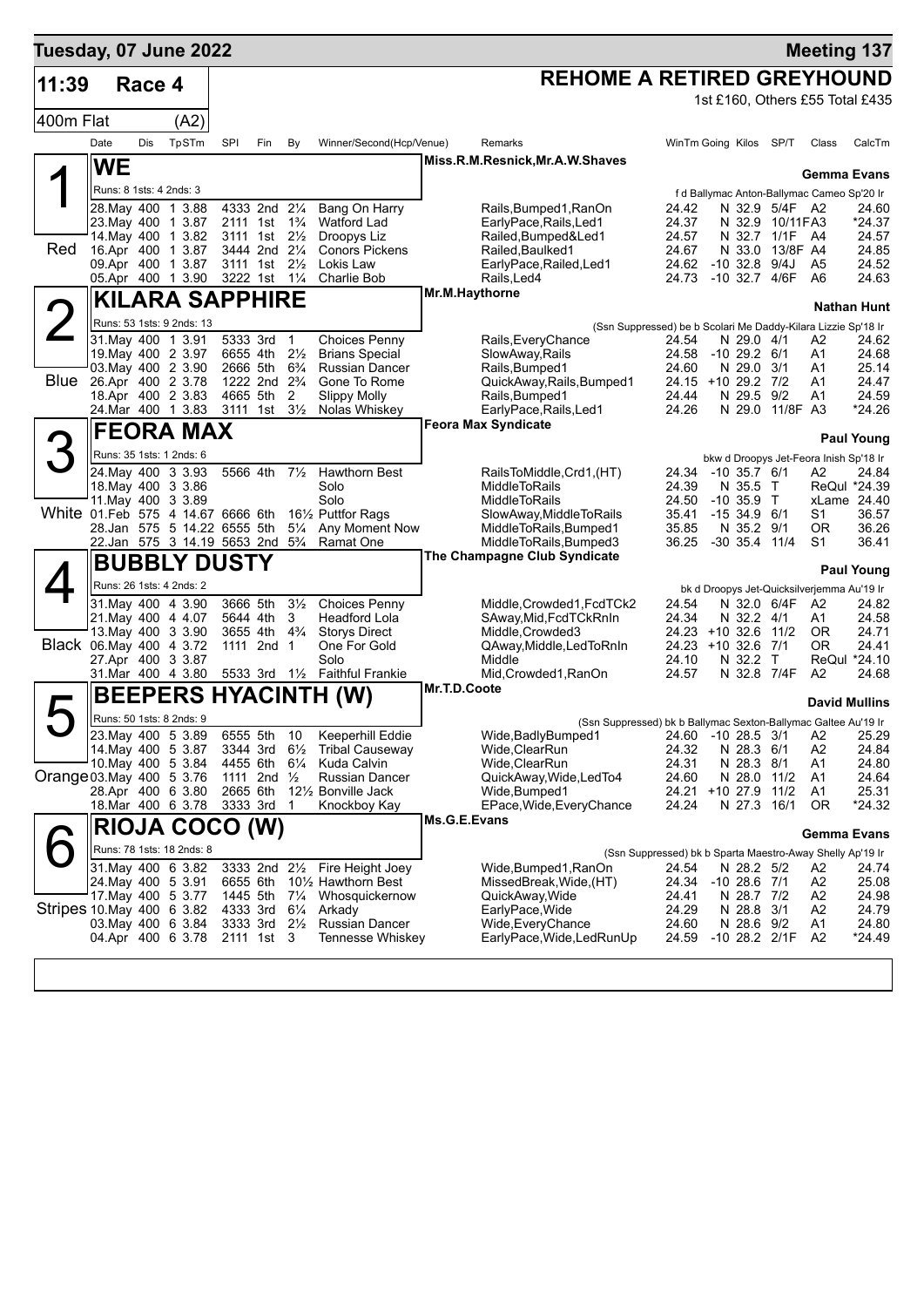**Tuesday, 07 June 2022** | **Meeting 137**

## 11:39 Race 4 — REHOME A RETIRED GREYHOUND

1st £160, Others £55 Total £435

400m Flat (A2)

| Date | Dis | TpSTm | SPI | Fin | By | Winner/Second(Hcp/Venue) | Remarks | WinTm | Going | Kilos | SP/T | Class | CalcTm |
|---|---|---|---|---|---|---|---|---|---|---|---|---|---|

### 1 (Red) WE
Miss.R.M.Resnick,Mr.A.W.Shaves — **Gemma Evans**
Runs: 8 1sts: 4 2nds: 3 — f d Ballymac Anton-Ballymac Cameo Sp'20 Ir

| Date | Dis | TpSTm | SPI | Fin | By | Winner/Second(Hcp/Venue) | Remarks | WinTm | Going | Kilos | SP/T | Class | CalcTm |
|---|---|---|---|---|---|---|---|---|---|---|---|---|---|
| 28.May | 400 | 1 3.88 | 4333 | 2nd | 2¼ | Bang On Harry | Rails,Bumped1,RanOn | 24.42 | N | 32.9 | 5/4F | A2 | 24.60 |
| 23.May | 400 | 1 3.87 | 2111 | 1st | 1¾ | Watford Lad | EarlyPace,Rails,Led1 | 24.37 | N | 32.9 | 10/11F | A3 | *24.37 |
| 14.May | 400 | 1 3.82 | 3111 | 1st | 2½ | Droopys Liz | Railed,Bumped&Led1 | 24.57 | N | 32.7 | 1/1F | A4 | 24.57 |
| 16.Apr | 400 | 1 3.87 | 3444 | 2nd | 2¼ | Conors Pickens | Railed,Baulked1 | 24.67 | N | 33.0 | 13/8F | A4 | 24.85 |
| 09.Apr | 400 | 1 3.87 | 3111 | 1st | 2½ | Lokis Law | EarlyPace,Railed,Led1 | 24.62 | -10 | 32.8 | 9/4J | A5 | 24.52 |
| 05.Apr | 400 | 1 3.90 | 3222 | 1st | 1¼ | Charlie Bob | Rails,Led4 | 24.73 | -10 | 32.7 | 4/6F | A6 | 24.63 |

### 2 (Blue) KILARA SAPPHIRE
Mr.M.Haythorne — **Nathan Hunt**
Runs: 53 1sts: 9 2nds: 13 — (Ssn Suppressed) be b Scolari Me Daddy-Kilara Lizzie Sp'18 Ir

| Date | Dis | TpSTm | SPI | Fin | By | Winner/Second(Hcp/Venue) | Remarks | WinTm | Going | Kilos | SP/T | Class | CalcTm |
|---|---|---|---|---|---|---|---|---|---|---|---|---|---|
| 31.May | 400 | 1 3.91 | 5333 | 3rd | 1 | Choices Penny | Rails,EveryChance | 24.54 | N | 29.0 | 4/1 | A2 | 24.62 |
| 19.May | 400 | 2 3.97 | 6655 | 4th | 2½ | Brians Special | SlowAway,Rails | 24.58 | -10 | 29.2 | 6/1 | A1 | 24.68 |
| 03.May | 400 | 2 3.90 | 2666 | 5th | 6¾ | Russian Dancer | Rails,Bumped1 | 24.60 | N | 29.0 | 3/1 | A1 | 25.14 |
| 26.Apr | 400 | 2 3.78 | 1222 | 2nd | 2¾ | Gone To Rome | QuickAway,Rails,Bumped1 | 24.15 | +10 | 29.2 | 7/2 | A1 | 24.47 |
| 18.Apr | 400 | 2 3.83 | 4665 | 5th | 2 | Slippy Molly | Rails,Bumped1 | 24.44 | N | 29.5 | 9/2 | A1 | 24.59 |
| 24.Mar | 400 | 1 3.83 | 3111 | 1st | 3½ | Nolas Whiskey | EarlyPace,Rails,Led1 | 24.26 | N | 29.0 | 11/8F | A3 | *24.26 |

### 3 (White) FEORA MAX
Feora Max Syndicate — **Paul Young**
Runs: 35 1sts: 1 2nds: 6 — bkw d Droopys Jet-Feora Inish Sp'18 Ir

| Date | Dis | TpSTm | SPI | Fin | By | Winner/Second(Hcp/Venue) | Remarks | WinTm | Going | Kilos | SP/T | Class | CalcTm |
|---|---|---|---|---|---|---|---|---|---|---|---|---|---|
| 24.May | 400 | 3 3.93 | 5566 | 4th | 7½ | Hawthorn Best | RailsToMiddle,Crd1,(HT) | 24.34 | -10 | 35.7 | 6/1 | A2 | 24.84 |
| 18.May | 400 | 3 3.86 | | | | Solo | MiddleToRails | 24.39 | N | 35.5 | T | ReQul | *24.39 |
| 11.May | 400 | 3 3.89 | | | | Solo | MiddleToRails | 24.50 | -10 | 35.9 | T | xLame | 24.40 |
| 01.Feb | 575 | 4 14.67 | 6666 | 6th | 16½ | Puttfor Rags | SlowAway,MiddleToRails | 35.41 | -15 | 34.9 | 6/1 | S1 | 36.57 |
| 28.Jan | 575 | 5 14.22 | 6555 | 5th | 5¼ | Any Moment Now | MiddleToRails,Bumped1 | 35.85 | N | 35.2 | 9/1 | OR | 36.26 |
| 22.Jan | 575 | 3 14.19 | 5653 | 2nd | 5¾ | Ramat One | MiddleToRails,Bumped3 | 36.25 | -30 | 35.4 | 11/4 | S1 | 36.41 |

### 4 (Black) BUBBLY DUSTY
The Champagne Club Syndicate — **Paul Young**
Runs: 26 1sts: 4 2nds: 2 — bk d Droopys Jet-Quicksilverjemma Au'19 Ir

| Date | Dis | TpSTm | SPI | Fin | By | Winner/Second(Hcp/Venue) | Remarks | WinTm | Going | Kilos | SP/T | Class | CalcTm |
|---|---|---|---|---|---|---|---|---|---|---|---|---|---|
| 31.May | 400 | 4 3.90 | 3666 | 5th | 3½ | Choices Penny | Middle,Crowded1,FcdTCk2 | 24.54 | N | 32.0 | 6/4F | A2 | 24.82 |
| 21.May | 400 | 4 4.07 | 5644 | 4th | 3 | Headford Lola | SAway,Mid,FcdTCkRnIn | 24.34 | N | 32.2 | 4/1 | A1 | 24.58 |
| 13.May | 400 | 3 3.90 | 3655 | 4th | 4¾ | Storys Direct | Middle,Crowded3 | 24.23 | +10 | 32.6 | 11/2 | OR | 24.71 |
| 06.May | 400 | 4 3.72 | 1111 | 2nd | 1 | One For Gold | QAway,Middle,LedToRnIn | 24.23 | +10 | 32.6 | 7/1 | OR | 24.41 |
| 27.Apr | 400 | 3 3.87 | | | | Solo | Middle | 24.10 | N | 32.2 | T | ReQul | *24.10 |
| 31.Mar | 400 | 4 3.80 | 5533 | 3rd | 1½ | Faithful Frankie | Mid,Crowded1,RanOn | 24.57 | N | 32.8 | 7/4F | A2 | 24.68 |

### 5 (Orange) BEEPERS HYACINTH (W)
Mr.T.D.Coote — **David Mullins**
Runs: 50 1sts: 8 2nds: 9 — (Ssn Suppressed) bk b Ballymac Sexton-Ballymac Galtee Au'19 Ir

| Date | Dis | TpSTm | SPI | Fin | By | Winner/Second(Hcp/Venue) | Remarks | WinTm | Going | Kilos | SP/T | Class | CalcTm |
|---|---|---|---|---|---|---|---|---|---|---|---|---|---|
| 23.May | 400 | 5 3.89 | 6555 | 5th | 10 | Keeperhill Eddie | Wide,BadlyBumped1 | 24.60 | -10 | 28.5 | 3/1 | A2 | 25.29 |
| 14.May | 400 | 5 3.87 | 3344 | 3rd | 6½ | Tribal Causeway | Wide,ClearRun | 24.32 | N | 28.3 | 6/1 | A2 | 24.84 |
| 10.May | 400 | 5 3.84 | 4455 | 6th | 6¼ | Kuda Calvin | Wide,ClearRun | 24.31 | N | 28.3 | 8/1 | A1 | 24.80 |
| 03.May | 400 | 5 3.76 | 1111 | 2nd | ½ | Russian Dancer | QuickAway,Wide,LedTo4 | 24.60 | N | 28.0 | 11/2 | A1 | 24.64 |
| 28.Apr | 400 | 6 3.80 | 2665 | 6th | 12½ | Bonville Jack | Wide,Bumped1 | 24.21 | +10 | 27.9 | 11/2 | A1 | 25.31 |
| 18.Mar | 400 | 6 3.78 | 3333 | 3rd | 1 | Knockboy Kay | EPace,Wide,EveryChance | 24.24 | N | 27.3 | 16/1 | OR | *24.32 |

### 6 (Stripes) RIOJA COCO (W)
Ms.G.E.Evans — **Gemma Evans**
Runs: 78 1sts: 18 2nds: 8 — (Ssn Suppressed) bk b Sparta Maestro-Away Shelly Ap'19 Ir

| Date | Dis | TpSTm | SPI | Fin | By | Winner/Second(Hcp/Venue) | Remarks | WinTm | Going | Kilos | SP/T | Class | CalcTm |
|---|---|---|---|---|---|---|---|---|---|---|---|---|---|
| 31.May | 400 | 6 3.82 | 3333 | 2nd | 2½ | Fire Height Joey | Wide,Bumped1,RanOn | 24.54 | N | 28.2 | 5/2 | A2 | 24.74 |
| 24.May | 400 | 5 3.91 | 6655 | 6th | 10½ | Hawthorn Best | MissedBreak,Wide,(HT) | 24.34 | -10 | 28.6 | 7/1 | A2 | 25.08 |
| 17.May | 400 | 5 3.77 | 1445 | 5th | 7¼ | Whosquickernow | QuickAway,Wide | 24.41 | N | 28.7 | 7/2 | A2 | 24.98 |
| 10.May | 400 | 6 3.82 | 4333 | 3rd | 6¼ | Arkady | EarlyPace,Wide | 24.29 | N | 28.8 | 3/1 | A2 | 24.79 |
| 03.May | 400 | 6 3.84 | 3333 | 3rd | 2½ | Russian Dancer | Wide,EveryChance | 24.60 | N | 28.6 | 9/2 | A1 | 24.80 |
| 04.Apr | 400 | 6 3.78 | 2111 | 1st | 3 | Tennesse Whiskey | EarlyPace,Wide,LedRunUp | 24.59 | -10 | 28.2 | 2/1F | A2 | *24.49 |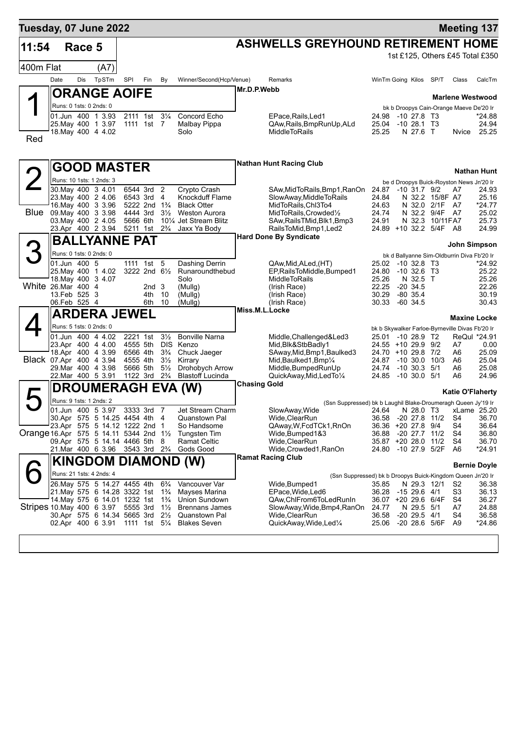**Tuesday, 07 June 2022** — **Meeting 137**

**11:54 Race 5** — **ASHWELLS GREYHOUND RETIREMENT HOME**

1st £125, Others £45 Total £350

400m Flat (A7)

## 1 — Red — ORANGE AOIFE

Mr.D.P.Webb — **Marlene Westwood**

Runs: 0 1sts: 0 2nds: 0 — bk b Droopys Cain-Orange Maeve De'20 Ir

| Date | Dis | TpSTm | SPI | Fin | By | Winner/Second(Hcp/Venue) | Remarks | WinTm | Going | Kilos | SP/T | Class | CalcTm |
|---|---|---|---|---|---|---|---|---|---|---|---|---|---|
| 01.Jun | 400 | 1 3.93 | 2111 | 1st | 3¼ | Concord Echo | EPace,Rails,Led1 | 24.98 | -10 | 27.8 | T3 | | *24.88 |
| 25.May | 400 | 1 3.97 | 1111 | 1st | 7 | Malbay Pippa | QAw,Rails,BmpRunUp,ALd | 25.04 | -10 | 28.1 | T3 | | 24.94 |
| 18.May | 400 | 4 4.02 | | | | Solo | MiddleToRails | 25.25 | N | 27.6 | T | Nvice | 25.25 |

## 2 — Blue — GOOD MASTER

Nathan Hunt Racing Club — **Nathan Hunt**

Runs: 10 1sts: 1 2nds: 3 — be d Droopys Buick-Royston News Jn'20 Ir

| Date | Dis | TpSTm | SPI | Fin | By | Winner/Second(Hcp/Venue) | Remarks | WinTm | Going | Kilos | SP/T | Class | CalcTm |
|---|---|---|---|---|---|---|---|---|---|---|---|---|---|
| 30.May | 400 | 3 4.01 | 6544 | 3rd | 2 | Crypto Crash | SAw,MidToRails,Bmp1,RanOn | 24.87 | -10 | 31.7 | 9/2 | A7 | 24.93 |
| 23.May | 400 | 2 4.06 | 6543 | 3rd | 4 | Knockduff Flame | SlowAway,MiddleToRails | 24.84 | N | 32.2 | 15/8F | A7 | 25.16 |
| 16.May | 400 | 3 3.96 | 5222 | 2nd | 1¾ | Black Otter | MidToRails,Chl3To4 | 24.63 | N | 32.0 | 2/1F | A7 | *24.77 |
| 09.May | 400 | 3 3.98 | 4444 | 3rd | 3½ | Weston Aurora | MidToRails,Crowded½ | 24.74 | N | 32.2 | 9/4F | A7 | 25.02 |
| 03.May | 400 | 2 4.05 | 5666 | 6th | 10¼ | Jet Stream Blitz | SAw,RailsTMid,Blk1,Bmp3 | 24.91 | N | 32.3 | 10/11F | A7 | 25.73 |
| 23.Apr | 400 | 2 3.94 | 5211 | 1st | 2¾ | Jaxx Ya Body | RailsToMid,Bmp1,Led2 | 24.89 | +10 | 32.2 | 5/4F | A8 | 24.99 |

## 3 — White — BALLYANNE PAT

Hard Done By Syndicate — **John Simpson**

Runs: 0 1sts: 0 2nds: 0 — bk d Ballyanne Sim-Oldburrin Diva Fb'20 Ir

| Date | Dis | TpSTm | SPI | Fin | By | Winner/Second(Hcp/Venue) | Remarks | WinTm | Going | Kilos | SP/T | Class | CalcTm |
|---|---|---|---|---|---|---|---|---|---|---|---|---|---|
| 01.Jun | 400 | 5 | 1111 | 1st | 5 | Dashing Derrin | QAw,Mid,ALed,(HT) | 25.02 | -10 | 32.8 | T3 | | *24.92 |
| 25.May | 400 | 1 4.02 | 3222 | 2nd | 6½ | Runaroundthebud | EP,RailsToMiddle,Bumped1 | 24.80 | -10 | 32.6 | T3 | | 25.22 |
| 18.May | 400 | 3 4.07 | | | | Solo | MiddleToRails | 25.26 | N | 32.5 | T | | 25.26 |
| 26.Mar | 400 | 4 | | 2nd | 3 | (Mullg) | (Irish Race) | 22.25 | -20 | 34.5 | | | 22.26 |
| 13.Feb | 525 | 3 | | 4th | 10 | (Mullg) | (Irish Race) | 30.29 | -80 | 35.4 | | | 30.19 |
| 06.Feb | 525 | 4 | | 6th | 10 | (Mullg) | (Irish Race) | 30.33 | -60 | 34.5 | | | 30.43 |

## 4 — Black — ARDERA JEWEL

Miss.M.L.Locke — **Maxine Locke**

Runs: 5 1sts: 0 2nds: 0 — bk b Skywalker Farloe-Byrneville Divas Fb'20 Ir

| Date | Dis | TpSTm | SPI | Fin | By | Winner/Second(Hcp/Venue) | Remarks | WinTm | Going | Kilos | SP/T | Class | CalcTm |
|---|---|---|---|---|---|---|---|---|---|---|---|---|---|
| 01.Jun | 400 | 4 4.02 | 2221 | 1st | 3½ | Bonville Narna | Middle,Challenged&Led3 | 25.01 | -10 | 28.9 | T2 | ReQul | *24.91 |
| 23.Apr | 400 | 4 4.00 | 4555 | 5th | DIS | Kenzo | Mid,Blk&StbBadly1 | 24.55 | +10 | 29.9 | 9/2 | A7 | 0.00 |
| 18.Apr | 400 | 4 3.99 | 6566 | 4th | 3¾ | Chuck Jaeger | SAway,Mid,Bmp1,Baulked3 | 24.70 | +10 | 29.8 | 7/2 | A6 | 25.09 |
| 07.Apr | 400 | 4 3.94 | 4555 | 4th | 3½ | Kirrary | Mid,Baulked1,Bmp¼ | 24.87 | -10 | 30.0 | 10/3 | A6 | 25.04 |
| 29.Mar | 400 | 4 3.98 | 5666 | 5th | 5½ | Drohobych Arrow | Middle,BumpedRunUp | 24.74 | -10 | 30.3 | 5/1 | A6 | 25.08 |
| 22.Mar | 400 | 5 3.91 | 1122 | 3rd | 2¾ | Blastoff Lucinda | QuickAway,Mid,LedTo¼ | 24.85 | -10 | 30.0 | 5/1 | A6 | 24.96 |

## 5 — Orange — DROUMERAGH EVA (W)

Chasing Gold — **Katie O'Flaherty**

Runs: 9 1sts: 1 2nds: 2 — (Ssn Suppressed) bk b Laughil Blake-Droumeragh Queen Jy'19 Ir

| Date | Dis | TpSTm | SPI | Fin | By | Winner/Second(Hcp/Venue) | Remarks | WinTm | Going | Kilos | SP/T | Class | CalcTm |
|---|---|---|---|---|---|---|---|---|---|---|---|---|---|
| 01.Jun | 400 | 5 3.97 | 3333 | 3rd | 7 | Jet Stream Charm | SlowAway,Wide | 24.64 | N | 28.0 | T3 | xLame | 25.20 |
| 30.Apr | 575 | 5 14.25 | 4454 | 4th | 4 | Quanstown Pal | Wide,ClearRun | 36.58 | -20 | 27.8 | 11/2 | S4 | 36.70 |
| 23.Apr | 575 | 5 14.12 | 1222 | 2nd | 1 | So Handsome | QAway,W,FcdTCk1,RnOn | 36.36 | +20 | 27.8 | 9/4 | S4 | 36.64 |
| 16.Apr | 575 | 5 14.11 | 5344 | 2nd | 1½ | Tungsten Tim | Wide,Bumped1&3 | 36.88 | -20 | 27.7 | 11/2 | S4 | 36.80 |
| 09.Apr | 575 | 5 14.14 | 4466 | 5th | 8 | Ramat Celtic | Wide,ClearRun | 35.87 | +20 | 28.0 | 11/2 | S4 | 36.70 |
| 21.Mar | 400 | 6 3.96 | 3543 | 3rd | 2¾ | Gods Good | Wide,Crowded1,RanOn | 24.80 | -10 | 27.9 | 5/2F | A6 | *24.91 |

## 6 — Stripes — KINGDOM DIAMOND (W)

Ramat Racing Club — **Bernie Doyle**

Runs: 21 1sts: 4 2nds: 4 — (Ssn Suppressed) bk b Droopys Buick-Kingdom Queen Jn'20 Ir

| Date | Dis | TpSTm | SPI | Fin | By | Winner/Second(Hcp/Venue) | Remarks | WinTm | Going | Kilos | SP/T | Class | CalcTm |
|---|---|---|---|---|---|---|---|---|---|---|---|---|---|
| 26.May | 575 | 5 14.27 | 4455 | 4th | 6¾ | Vancouver Var | Wide,Bumped1 | 35.85 | N | 29.3 | 12/1 | S2 | 36.38 |
| 21.May | 575 | 6 14.28 | 3322 | 1st | 1¾ | Mayses Marina | EPace,Wide,Led6 | 36.28 | -15 | 29.6 | 4/1 | S3 | 36.13 |
| 14.May | 575 | 6 14.01 | 1232 | 1st | 1¾ | Union Sundown | QAw,ChlFrom6ToLedRunIn | 36.07 | +20 | 29.6 | 6/4F | S4 | 36.27 |
| 10.May | 400 | 6 3.97 | 5555 | 3rd | 1½ | Brennans James | SlowAway,Wide,Bmp4,RanOn | 24.77 | N | 29.5 | 5/1 | A7 | 24.88 |
| 30.Apr | 575 | 6 14.34 | 5665 | 3rd | 2½ | Quanstown Pal | Wide,ClearRun | 36.58 | -20 | 29.5 | 4/1 | S4 | 36.58 |
| 02.Apr | 400 | 6 3.91 | 1111 | 1st | 5¼ | Blakes Seven | QuickAway,Wide,Led¼ | 25.06 | -20 | 28.6 | 5/6F | A9 | *24.86 |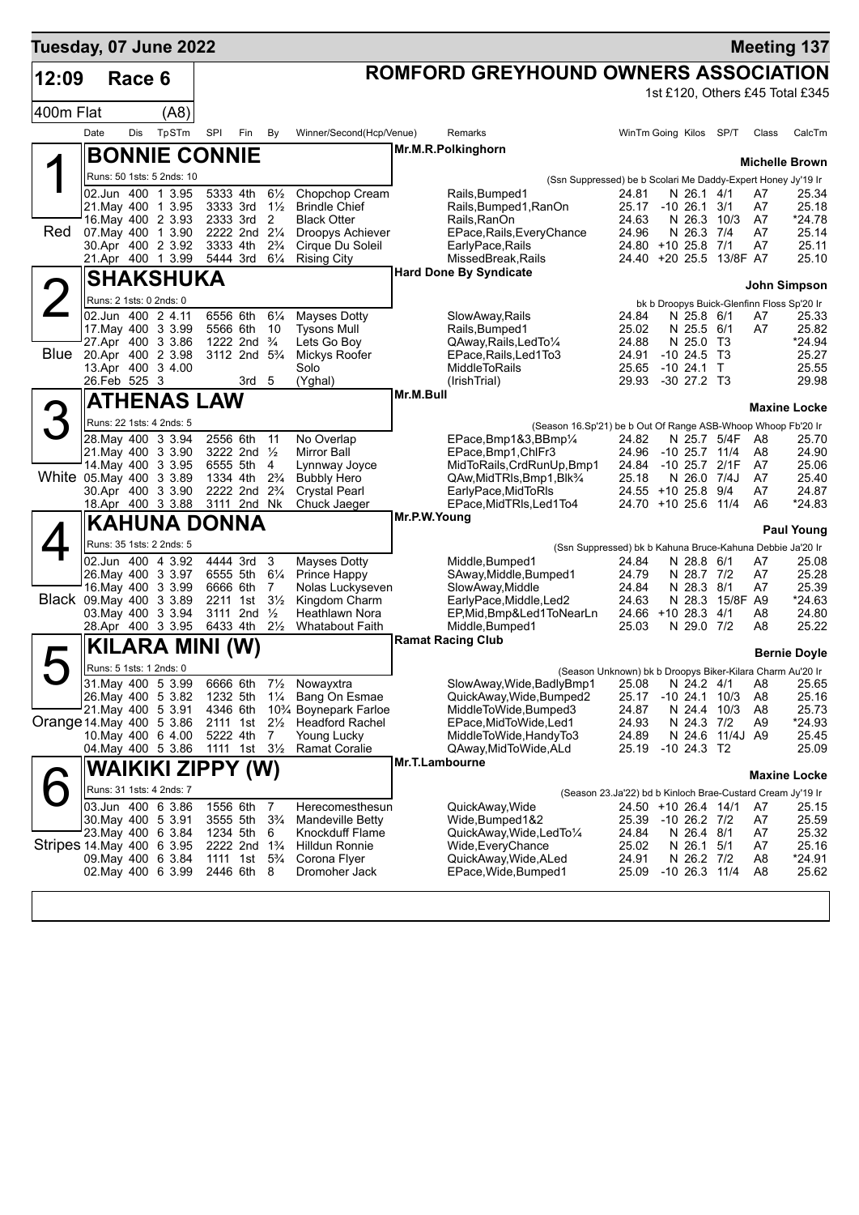# Tuesday, 07 June 2022 — Meeting 137

## 12:09 Race 6 — ROMFORD GREYHOUND OWNERS ASSOCIATION

400m Flat (A8) — 1st £120, Others £45 Total £345

### 1 Red — BONNIE CONNIE

Mr.M.R.Polkinghorn — Michelle Brown

Runs: 50 1sts: 5 2nds: 10 — (Ssn Suppressed) be b Scolari Me Daddy-Expert Honey Jy'19 Ir

| Date | Dis | TpSTm | SPI | Fin | By | Winner/Second(Hcp/Venue) | Remarks | WinTm | Going | Kilos | SP/T | Class | CalcTm |
|---|---|---|---|---|---|---|---|---|---|---|---|---|---|
| 02.Jun | 400 | 1 3.95 | 5333 | 4th | 6½ | Chopchop Cream | Rails,Bumped1 | 24.81 | N | 26.1 | 4/1 | A7 | 25.34 |
| 21.May | 400 | 1 3.95 | 3333 | 3rd | 1½ | Brindle Chief | Rails,Bumped1,RanOn | 25.17 | -10 | 26.1 | 3/1 | A7 | 25.18 |
| 16.May | 400 | 2 3.93 | 2333 | 3rd | 2 | Black Otter | Rails,RanOn | 24.63 | N | 26.3 | 10/3 | A7 | *24.78 |
| 07.May | 400 | 1 3.90 | 2222 | 2nd | 2¼ | Droopys Achiever | EPace,Rails,EveryChance | 24.96 | N | 26.3 | 7/4 | A7 | 25.14 |
| 30.Apr | 400 | 2 3.92 | 3333 | 4th | 2¾ | Cirque Du Soleil | EarlyPace,Rails | 24.80 | +10 | 25.8 | 7/1 | A7 | 25.11 |
| 21.Apr | 400 | 1 3.99 | 5444 | 3rd | 6¼ | Rising City | MissedBreak,Rails | 24.40 | +20 | 25.5 | 13/8F | A7 | 25.10 |

### 2 Blue — SHAKSHUKA

Hard Done By Syndicate — John Simpson

Runs: 2 1sts: 0 2nds: 0 — bk b Droopys Buick-Glenfinn Floss Sp'20 Ir

| Date | Dis | TpSTm | SPI | Fin | By | Winner/Second(Hcp/Venue) | Remarks | WinTm | Going | Kilos | SP/T | Class | CalcTm |
|---|---|---|---|---|---|---|---|---|---|---|---|---|---|
| 02.Jun | 400 | 2 4.11 | 6556 | 6th | 6¼ | Mayses Dotty | SlowAway,Rails | 24.84 | N | 25.8 | 6/1 | A7 | 25.33 |
| 17.May | 400 | 3 3.99 | 5566 | 6th | 10 | Tysons Mull | Rails,Bumped1 | 25.02 | N | 25.5 | 6/1 | A7 | 25.82 |
| 27.Apr | 400 | 3 3.86 | 1222 | 2nd | ¾ | Lets Go Boy | QAway,Rails,LedTo¼ | 24.88 | N | 25.0 | T3 | | *24.94 |
| 20.Apr | 400 | 2 3.98 | 3112 | 2nd | 5¾ | Mickys Roofer | EPace,Rails,Led1To3 | 24.91 | -10 | 24.5 | T3 | | 25.27 |
| 13.Apr | 400 | 3 4.00 | | | | Solo | MiddleToRails | 25.65 | -10 | 24.1 | T | | 25.55 |
| 26.Feb | 525 | 3 | | 3rd | 5 | (Yghal) | (IrishTrial) | 29.93 | -30 | 27.2 | T3 | | 29.98 |

### 3 White — ATHENAS LAW

Mr.M.Bull — Maxine Locke

Runs: 22 1sts: 4 2nds: 5 — (Season 16.Sp'21) be b Out Of Range ASB-Whoop Whoop Fb'20 Ir

| Date | Dis | TpSTm | SPI | Fin | By | Winner/Second(Hcp/Venue) | Remarks | WinTm | Going | Kilos | SP/T | Class | CalcTm |
|---|---|---|---|---|---|---|---|---|---|---|---|---|---|
| 28.May | 400 | 3 3.94 | 2556 | 6th | 11 | No Overlap | EPace,Bmp1&3,BBmp¼ | 24.82 | N | 25.7 | 5/4F | A8 | 25.70 |
| 21.May | 400 | 3 3.90 | 3222 | 2nd | ½ | Mirror Ball | EPace,Bmp1,ChlFr3 | 24.96 | -10 | 25.7 | 11/4 | A8 | 24.90 |
| 14.May | 400 | 3 3.95 | 6555 | 5th | 4 | Lynnway Joyce | MidToRails,CrdRunUp,Bmp1 | 24.84 | -10 | 25.7 | 2/1F | A7 | 25.06 |
| 05.May | 400 | 3 3.89 | 1334 | 4th | 2¾ | Bubbly Hero | QAw,MidTRls,Bmp1,Blk¾ | 25.18 | N | 26.0 | 7/4J | A7 | 25.40 |
| 30.Apr | 400 | 3 3.90 | 2222 | 2nd | 2¾ | Crystal Pearl | EarlyPace,MidToRls | 24.55 | +10 | 25.8 | 9/4 | A7 | 24.87 |
| 18.Apr | 400 | 3 3.88 | 3111 | 2nd | Nk | Chuck Jaeger | EPace,MidTRls,Led1To4 | 24.70 | +10 | 25.6 | 11/4 | A6 | *24.83 |

### 4 Black — KAHUNA DONNA

Mr.P.W.Young — Paul Young

Runs: 35 1sts: 2 2nds: 5 — (Ssn Suppressed) bk b Kahuna Bruce-Kahuna Debbie Ja'20 Ir

| Date | Dis | TpSTm | SPI | Fin | By | Winner/Second(Hcp/Venue) | Remarks | WinTm | Going | Kilos | SP/T | Class | CalcTm |
|---|---|---|---|---|---|---|---|---|---|---|---|---|---|
| 02.Jun | 400 | 4 3.92 | 4444 | 3rd | 3 | Mayses Dotty | Middle,Bumped1 | 24.84 | N | 28.8 | 6/1 | A7 | 25.08 |
| 26.May | 400 | 3 3.97 | 6555 | 5th | 6¼ | Prince Happy | SAway,Middle,Bumped1 | 24.79 | N | 28.7 | 7/2 | A7 | 25.28 |
| 16.May | 400 | 3 3.99 | 6666 | 6th | 7 | Nolas Luckyseven | SlowAway,Middle | 24.84 | N | 28.3 | 8/1 | A7 | 25.39 |
| 09.May | 400 | 3 3.89 | 2211 | 1st | 3½ | Kingdom Charm | EarlyPace,Middle,Led2 | 24.63 | N | 28.3 | 15/8F | A9 | *24.63 |
| 03.May | 400 | 3 3.94 | 3111 | 2nd | ½ | Heathlawn Nora | EP,Mid,Bmp&Led1ToNearLn | 24.66 | +10 | 28.3 | 4/1 | A8 | 24.80 |
| 28.Apr | 400 | 3 3.95 | 6433 | 4th | 2½ | Whatabout Faith | Middle,Bumped1 | 25.03 | N | 29.0 | 7/2 | A8 | 25.22 |

### 5 Orange — KILARA MINI (W)

Ramat Racing Club — Bernie Doyle

Runs: 5 1sts: 1 2nds: 0 — (Season Unknown) bk b Droopys Biker-Kilara Charm Au'20 Ir

| Date | Dis | TpSTm | SPI | Fin | By | Winner/Second(Hcp/Venue) | Remarks | WinTm | Going | Kilos | SP/T | Class | CalcTm |
|---|---|---|---|---|---|---|---|---|---|---|---|---|---|
| 31.May | 400 | 5 3.99 | 6666 | 6th | 7½ | Nowayxtra | SlowAway,Wide,BadlyBmp1 | 25.08 | N | 24.2 | 4/1 | A8 | 25.65 |
| 26.May | 400 | 5 3.82 | 1232 | 5th | 1¼ | Bang On Esmae | QuickAway,Wide,Bumped2 | 25.17 | -10 | 24.1 | 10/3 | A8 | 25.16 |
| 21.May | 400 | 5 3.91 | 4346 | 6th | 10¾ | Boynepark Farloe | MiddleToWide,Bumped3 | 24.87 | N | 24.4 | 10/3 | A8 | 25.73 |
| 14.May | 400 | 5 3.86 | 2111 | 1st | 2½ | Headford Rachel | EPace,MidToWide,Led1 | 24.93 | N | 24.3 | 7/2 | A9 | *24.93 |
| 10.May | 400 | 6 4.00 | 5222 | 4th | 7 | Young Lucky | MiddleToWide,HandyTo3 | 24.89 | N | 24.6 | 11/4J | A9 | 25.45 |
| 04.May | 400 | 5 3.86 | 1111 | 1st | 3½ | Ramat Coralie | QAway,MidToWide,ALd | 25.19 | -10 | 24.3 | T2 | | 25.09 |

### 6 Stripes — WAIKIKI ZIPPY (W)

Mr.T.Lambourne — Maxine Locke

Runs: 31 1sts: 4 2nds: 7 — (Season 23.Ja'22) bd b Kinloch Brae-Custard Cream Jy'19 Ir

| Date | Dis | TpSTm | SPI | Fin | By | Winner/Second(Hcp/Venue) | Remarks | WinTm | Going | Kilos | SP/T | Class | CalcTm |
|---|---|---|---|---|---|---|---|---|---|---|---|---|---|
| 03.Jun | 400 | 6 3.86 | 1556 | 6th | 7 | Herecomesthesun | QuickAway,Wide | 24.50 | +10 | 26.4 | 14/1 | A7 | 25.15 |
| 30.May | 400 | 5 3.91 | 3555 | 5th | 3¾ | Mandeville Betty | Wide,Bumped1&2 | 25.39 | -10 | 26.2 | 7/2 | A7 | 25.59 |
| 23.May | 400 | 6 3.84 | 1234 | 5th | 6 | Knockduff Flame | QuickAway,Wide,LedTo¼ | 24.84 | N | 26.4 | 8/1 | A7 | 25.32 |
| 14.May | 400 | 6 3.95 | 2222 | 2nd | 1¾ | Hilldun Ronnie | Wide,EveryChance | 25.02 | N | 26.1 | 5/1 | A7 | 25.16 |
| 09.May | 400 | 6 3.84 | 1111 | 1st | 5¾ | Corona Flyer | QuickAway,Wide,ALed | 24.91 | N | 26.2 | 7/2 | A8 | *24.91 |
| 02.May | 400 | 6 3.99 | 2446 | 6th | 8 | Dromoher Jack | EPace,Wide,Bumped1 | 25.09 | -10 | 26.3 | 11/4 | A8 | 25.62 |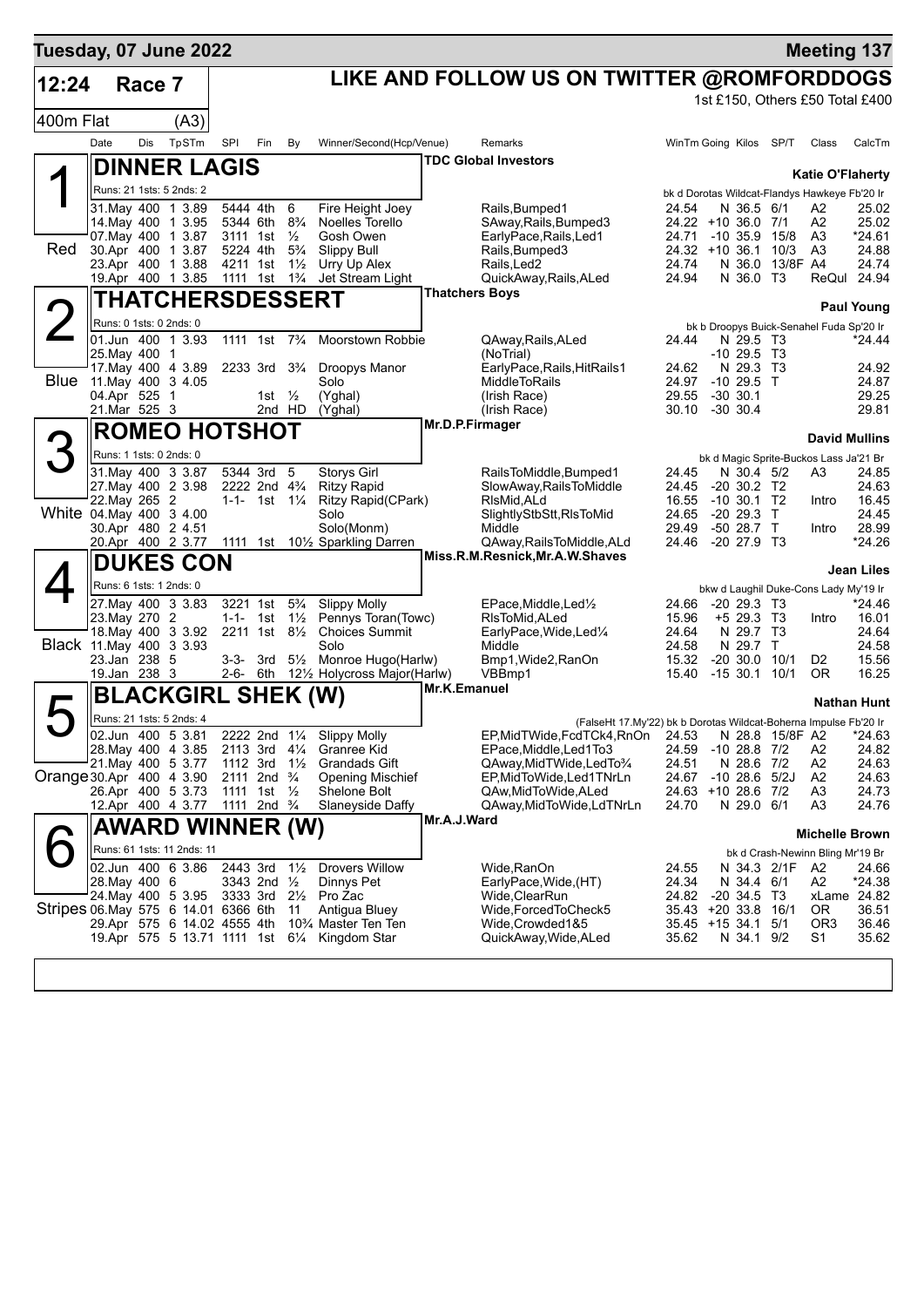**Tuesday, 07 June 2022** — **Meeting 137**

# 12:24 Race 7 — LIKE AND FOLLOW US ON TWITTER @ROMFORDDOGS

1st £150, Others £50 Total £400

400m Flat (A3)

| Date | Dis | TpSTm | SPI | Fin | By | Winner/Second(Hcp/Venue) | Remarks | WinTm | Going | Kilos | SP/T | Class | CalcTm |
|---|---|---|---|---|---|---|---|---|---|---|---|---|---|

## 1 Red — DINNER LAGIS
TDC Global Investors — Katie O'Flaherty

Runs: 21 1sts: 5 2nds: 2 — bk d Dorotas Wildcat-Flandys Hawkeye Fb'20 Ir

| Date | Dis | TpSTm | SPI | Fin | By | Winner/Second(Hcp/Venue) | Remarks | WinTm | Going | Kilos | SP/T | Class | CalcTm |
|---|---|---|---|---|---|---|---|---|---|---|---|---|---|
| 31.May | 400 | 1 3.89 | 5444 | 4th | 6 | Fire Height Joey | Rails,Bumped1 | 24.54 | N | 36.5 | 6/1 | A2 | 25.02 |
| 14.May | 400 | 1 3.95 | 5344 | 6th | 8¾ | Noelles Torello | SAway,Rails,Bumped3 | 24.22 | +10 | 36.0 | 7/1 | A2 | 25.02 |
| 07.May | 400 | 1 3.87 | 3111 | 1st | ½ | Gosh Owen | EarlyPace,Rails,Led1 | 24.71 | -10 | 35.9 | 15/8 | A3 | *24.61 |
| 30.Apr | 400 | 1 3.87 | 5224 | 4th | 5¾ | Slippy Bull | Rails,Bumped3 | 24.32 | +10 | 36.1 | 10/3 | A3 | 24.88 |
| 23.Apr | 400 | 1 3.88 | 4211 | 1st | 1½ | Urry Up Alex | Rails,Led2 | 24.74 | N | 36.0 | 13/8F | A4 | 24.74 |
| 19.Apr | 400 | 1 3.85 | 1111 | 1st | 1¾ | Jet Stream Light | QuickAway,Rails,ALed | 24.94 | N | 36.0 | T3 | ReQul | 24.94 |

## 2 Blue — THATCHERSDESSERT
Thatchers Boys — Paul Young

Runs: 0 1sts: 0 2nds: 0 — bk b Droopys Buick-Senahel Fuda Sp'20 Ir

| Date | Dis | TpSTm | SPI | Fin | By | Winner/Second(Hcp/Venue) | Remarks | WinTm | Going | Kilos | SP/T | Class | CalcTm |
|---|---|---|---|---|---|---|---|---|---|---|---|---|---|
| 01.Jun | 400 | 1 3.93 | 1111 | 1st | 7¾ | Moorstown Robbie | QAway,Rails,ALed | 24.44 | N | 29.5 | T3 | | *24.44 |
| 25.May | 400 | 1 | | | | | (NoTrial) | | -10 | 29.5 | T3 | | |
| 17.May | 400 | 4 3.89 | 2233 | 3rd | 3¾ | Droopys Manor | EarlyPace,Rails,HitRails1 | 24.62 | N | 29.3 | T3 | | 24.92 |
| 11.May | 400 | 3 4.05 | | | | Solo | MiddleToRails | 24.97 | -10 | 29.5 | T | | 24.87 |
| 04.Apr | 525 | 1 | | 1st | ½ | (Yghal) | (Irish Race) | 29.55 | -30 | 30.1 | | | 29.25 |
| 21.Mar | 525 | 3 | | 2nd | HD | (Yghal) | (Irish Race) | 30.10 | -30 | 30.4 | | | 29.81 |

## 3 White — ROMEO HOTSHOT
Mr.D.P.Firmager — David Mullins

Runs: 1 1sts: 0 2nds: 0 — bk d Magic Sprite-Buckos Lass Ja'21 Br

| Date | Dis | TpSTm | SPI | Fin | By | Winner/Second(Hcp/Venue) | Remarks | WinTm | Going | Kilos | SP/T | Class | CalcTm |
|---|---|---|---|---|---|---|---|---|---|---|---|---|---|
| 31.May | 400 | 3 3.87 | 5344 | 3rd | 5 | Storys Girl | RailsToMiddle,Bumped1 | 24.45 | N | 30.4 | 5/2 | A3 | 24.85 |
| 27.May | 400 | 2 3.98 | 2222 | 2nd | 4¾ | Ritzy Rapid | SlowAway,RailsToMiddle | 24.45 | -20 | 30.2 | T2 | | 24.63 |
| 22.May | 265 | 2 | 1-1- | 1st | 1¼ | Ritzy Rapid(CPark) | RlsMid,ALd | 16.55 | -10 | 30.1 | T2 | Intro | 16.45 |
| 04.May | 400 | 3 4.00 | | | | Solo | SlightlyStbStt,RlsToMid | 24.65 | -20 | 29.3 | T | | 24.45 |
| 30.Apr | 480 | 2 4.51 | | | | Solo(Monm) | Middle | 29.49 | -50 | 28.7 | T | Intro | 28.99 |
| 20.Apr | 400 | 2 3.77 | 1111 | 1st | 10½ | Sparkling Darren | QAway,RailsToMiddle,ALd | 24.46 | -20 | 27.9 | T3 | | *24.26 |

## 4 Black — DUKES CON
Miss.R.M.Resnick,Mr.A.W.Shaves — Jean Liles

Runs: 6 1sts: 1 2nds: 0 — bkw d Laughil Duke-Cons Lady My'19 Ir

| Date | Dis | TpSTm | SPI | Fin | By | Winner/Second(Hcp/Venue) | Remarks | WinTm | Going | Kilos | SP/T | Class | CalcTm |
|---|---|---|---|---|---|---|---|---|---|---|---|---|---|
| 27.May | 400 | 3 3.83 | 3221 | 1st | 5¾ | Slippy Molly | EPace,Middle,Led½ | 24.66 | -20 | 29.3 | T3 | | *24.46 |
| 23.May | 270 | 2 | 1-1- | 1st | 1½ | Pennys Toran(Towc) | RlsToMid,ALed | 15.96 | +5 | 29.3 | T3 | Intro | 16.01 |
| 18.May | 400 | 3 3.92 | 2211 | 1st | 8½ | Choices Summit | EarlyPace,Wide,Led¼ | 24.64 | N | 29.7 | T3 | | 24.64 |
| 11.May | 400 | 3 3.93 | | | | Solo | Middle | 24.58 | N | 29.7 | T | | 24.58 |
| 23.Jan | 238 | 5 | 3-3- | 3rd | 5½ | Monroe Hugo(Harlw) | Bmp1,Wide2,RanOn | 15.32 | -20 | 30.0 | 10/1 | D2 | 15.56 |
| 19.Jan | 238 | 3 | 2-6- | 6th | 12½ | Holycross Major(Harlw) | VBBmp1 | 15.40 | -15 | 30.1 | 10/1 | OR | 16.25 |

## 5 Orange — BLACKGIRL SHEK (W)
Mr.K.Emanuel — Nathan Hunt

Runs: 21 1sts: 5 2nds: 4 — (FalseHt 17.My'22) bk b Dorotas Wildcat-Boherna Impulse Fb'20 Ir

| Date | Dis | TpSTm | SPI | Fin | By | Winner/Second(Hcp/Venue) | Remarks | WinTm | Going | Kilos | SP/T | Class | CalcTm |
|---|---|---|---|---|---|---|---|---|---|---|---|---|---|
| 02.Jun | 400 | 5 3.81 | 2222 | 2nd | 1¼ | Slippy Molly | EP,MidTWide,FcdTCk4,RnOn | 24.53 | N | 28.8 | 15/8F | A2 | *24.63 |
| 28.May | 400 | 4 3.85 | 2113 | 3rd | 4¼ | Granree Kid | EPace,Middle,Led1To3 | 24.59 | -10 | 28.8 | 7/2 | A2 | 24.82 |
| 21.May | 400 | 5 3.77 | 1112 | 3rd | 1½ | Grandads Gift | QAway,MidTWide,LedTo¾ | 24.51 | N | 28.6 | 7/2 | A2 | 24.63 |
| 30.Apr | 400 | 4 3.90 | 2111 | 2nd | ¾ | Opening Mischief | EP,MidToWide,Led1TNrLn | 24.67 | -10 | 28.6 | 5/2J | A2 | 24.63 |
| 26.Apr | 400 | 5 3.73 | 1111 | 1st | ½ | Shelone Bolt | QAw,MidToWide,ALed | 24.63 | +10 | 28.6 | 7/2 | A3 | 24.73 |
| 12.Apr | 400 | 4 3.77 | 1111 | 2nd | ¾ | Slaneyside Daffy | QAway,MidToWide,LdTNrLn | 24.70 | N | 29.0 | 6/1 | A3 | 24.76 |

## 6 Stripes — AWARD WINNER (W)
Mr.A.J.Ward — Michelle Brown

Runs: 61 1sts: 11 2nds: 11 — bk d Crash-Newinn Bling Mr'19 Br

| Date | Dis | TpSTm | SPI | Fin | By | Winner/Second(Hcp/Venue) | Remarks | WinTm | Going | Kilos | SP/T | Class | CalcTm |
|---|---|---|---|---|---|---|---|---|---|---|---|---|---|
| 02.Jun | 400 | 6 3.86 | 2443 | 3rd | 1½ | Drovers Willow | Wide,RanOn | 24.55 | N | 34.3 | 2/1F | A2 | 24.66 |
| 28.May | 400 | 6 | 3343 | 2nd | ½ | Dinnys Pet | EarlyPace,Wide,(HT) | 24.34 | N | 34.4 | 6/1 | A2 | *24.38 |
| 24.May | 400 | 5 3.95 | 3333 | 3rd | 2½ | Pro Zac | Wide,ClearRun | 24.82 | -20 | 34.5 | T3 | xLame | 24.82 |
| 06.May | 575 | 6 14.01 | 6366 | 6th | 11 | Antigua Bluey | Wide,ForcedToCheck5 | 35.43 | +20 | 33.8 | 16/1 | OR | 36.51 |
| 29.Apr | 575 | 6 14.02 | 4555 | 4th | 10¾ | Master Ten Ten | Wide,Crowded1&5 | 35.45 | +15 | 34.1 | 5/1 | OR3 | 36.46 |
| 19.Apr | 575 | 5 13.71 | 1111 | 1st | 6¼ | Kingdom Star | QuickAway,Wide,ALed | 35.62 | N | 34.1 | 9/2 | S1 | 35.62 |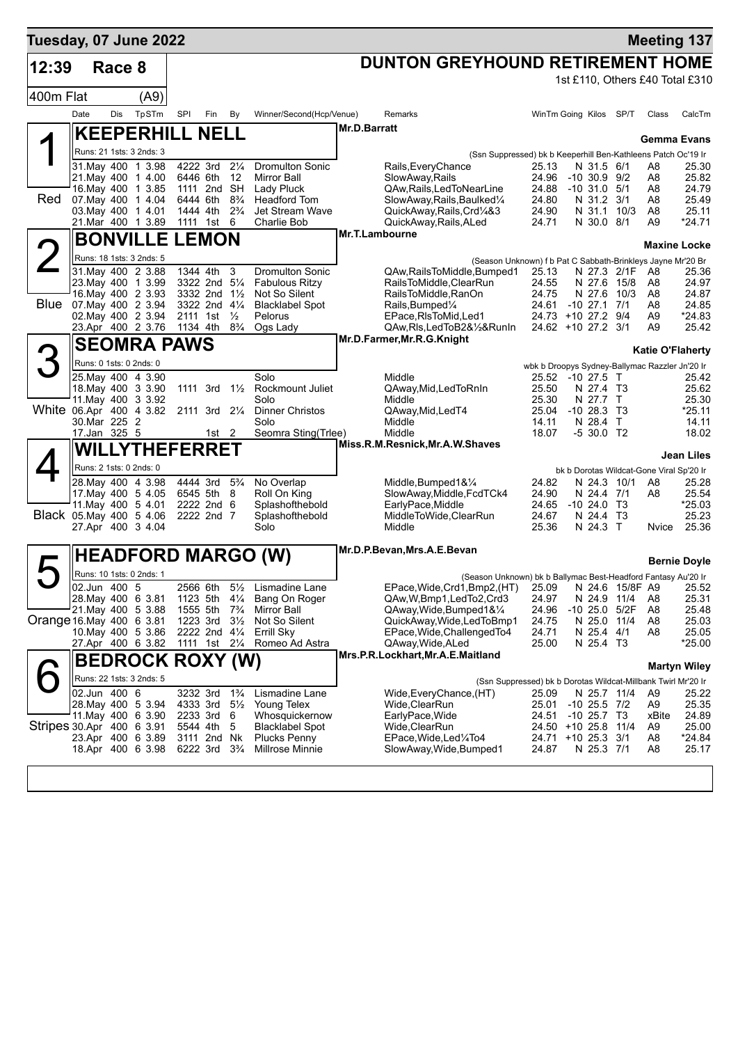# Tuesday, 07 June 2022

**Meeting 137**

## 12:39 Race 8

## DUNTON GREYHOUND RETIREMENT HOME

1st £110, Others £40 Total £310

400m Flat (A9)

| Date | Dis | TpSTm | SPI | Fin | By | Winner/Second(Hcp/Venue) | Remarks | WinTm | Going | Kilos | SP/T | Class | CalcTm |
|---|---|---|---|---|---|---|---|---|---|---|---|---|---|

### 1 KEEPERHILL NELL — Red
Mr.D.Barratt — **Gemma Evans**

Runs: 21 1sts: 3 2nds: 3 — (Ssn Suppressed) bk b Keeperhill Ben-Kathleens Patch Oc'19 Ir

| Date | Dis | TpSTm | SPI | Fin | By | Winner/Second(Hcp/Venue) | Remarks | WinTm | Going | Kilos | SP/T | Class | CalcTm |
|---|---|---|---|---|---|---|---|---|---|---|---|---|---|
| 31.May | 400 | 1 3.98 | 4222 | 3rd | 2¼ | Dromulton Sonic | Rails,EveryChance | 25.13 | N | 31.5 | 6/1 | A8 | 25.30 |
| 21.May | 400 | 1 4.00 | 6446 | 6th | 12 | Mirror Ball | SlowAway,Rails | 24.96 | -10 | 30.9 | 9/2 | A8 | 25.82 |
| 16.May | 400 | 1 3.85 | 1111 | 2nd | SH | Lady Pluck | QAw,Rails,LedToNearLine | 24.88 | -10 | 31.0 | 5/1 | A8 | 24.79 |
| 07.May | 400 | 1 4.04 | 6444 | 6th | 8¾ | Headford Tom | SlowAway,Rails,Baulked¼ | 24.80 | N | 31.2 | 3/1 | A8 | 25.49 |
| 03.May | 400 | 1 4.01 | 1444 | 4th | 2¾ | Jet Stream Wave | QuickAway,Rails,Crd¼&3 | 24.90 | N | 31.1 | 10/3 | A8 | 25.11 |
| 21.Mar | 400 | 1 3.89 | 1111 | 1st | 6 | Charlie Bob | QuickAway,Rails,ALed | 24.71 | N | 30.0 | 8/1 | A9 | *24.71 |

### 2 BONVILLE LEMON — Blue
Mr.T.Lambourne — **Maxine Locke**

Runs: 18 1sts: 3 2nds: 5 — (Season Unknown) f b Pat C Sabbath-Brinkleys Jayne Mr'20 Br

| Date | Dis | TpSTm | SPI | Fin | By | Winner/Second(Hcp/Venue) | Remarks | WinTm | Going | Kilos | SP/T | Class | CalcTm |
|---|---|---|---|---|---|---|---|---|---|---|---|---|---|
| 31.May | 400 | 2 3.88 | 1344 | 4th | 3 | Dromulton Sonic | QAw,RailsToMiddle,Bumped1 | 25.13 | N | 27.3 | 2/1F | A8 | 25.36 |
| 23.May | 400 | 1 3.99 | 3322 | 2nd | 5¼ | Fabulous Ritzy | RailsToMiddle,ClearRun | 24.55 | N | 27.6 | 15/8 | A8 | 24.97 |
| 16.May | 400 | 2 3.93 | 3332 | 2nd | 1½ | Not So Silent | RailsToMiddle,RanOn | 24.75 | N | 27.6 | 10/3 | A8 | 24.87 |
| 07.May | 400 | 2 3.94 | 3322 | 2nd | 4¼ | Blacklabel Spot | Rails,Bumped¼ | 24.61 | -10 | 27.1 | 7/1 | A8 | 24.85 |
| 02.May | 400 | 2 3.94 | 2111 | 1st | ½ | Pelorus | EPace,RlsToMid,Led1 | 24.73 | +10 | 27.2 | 9/4 | A9 | *24.83 |
| 23.Apr | 400 | 2 3.76 | 1134 | 4th | 8¾ | Ogs Lady | QAw,Rls,LedToB2&½&RunIn | 24.62 | +10 | 27.2 | 3/1 | A9 | 25.42 |

### 3 SEOMRA PAWS — White
Mr.D.Farmer,Mr.R.G.Knight — **Katie O'Flaherty**

Runs: 0 1sts: 0 2nds: 0 — wbk b Droopys Sydney-Ballymac Razzler Jn'20 Ir

| Date | Dis | TpSTm | SPI | Fin | By | Winner/Second(Hcp/Venue) | Remarks | WinTm | Going | Kilos | SP/T | Class | CalcTm |
|---|---|---|---|---|---|---|---|---|---|---|---|---|---|
| 25.May | 400 | 4 3.90 | | | | Solo | Middle | 25.52 | -10 | 27.5 | T | | 25.42 |
| 18.May | 400 | 3 3.90 | 1111 | 3rd | 1½ | Rockmount Juliet | QAway,Mid,LedToRnIn | 25.50 | N | 27.4 | T3 | | 25.62 |
| 11.May | 400 | 3 3.92 | | | | Solo | Middle | 25.30 | N | 27.7 | T | | 25.30 |
| 06.Apr | 400 | 4 3.82 | 2111 | 3rd | 2¼ | Dinner Christos | QAway,Mid,LedT4 | 25.04 | -10 | 28.3 | T3 | | *25.11 |
| 30.Mar | 225 | 2 | | | | Solo | Middle | 14.11 | N | 28.4 | T | | 14.11 |
| 17.Jan | 325 | 5 | | 1st | 2 | Seomra Sting(Trlee) | Middle | 18.07 | -5 | 30.0 | T2 | | 18.02 |

### 4 WILLYTHEFERRET — Black
Miss.R.M.Resnick,Mr.A.W.Shaves — **Jean Liles**

Runs: 2 1sts: 0 2nds: 0 — bk b Dorotas Wildcat-Gone Viral Sp'20 Ir

| Date | Dis | TpSTm | SPI | Fin | By | Winner/Second(Hcp/Venue) | Remarks | WinTm | Going | Kilos | SP/T | Class | CalcTm |
|---|---|---|---|---|---|---|---|---|---|---|---|---|---|
| 28.May | 400 | 4 3.98 | 4444 | 3rd | 5¾ | No Overlap | Middle,Bumped1&¼ | 24.82 | N | 24.3 | 10/1 | A8 | 25.28 |
| 17.May | 400 | 5 4.05 | 6545 | 5th | 8 | Roll On King | SlowAway,Middle,FcdTCk4 | 24.90 | N | 24.4 | 7/1 | A8 | 25.54 |
| 11.May | 400 | 5 4.01 | 2222 | 2nd | 6 | Splashofthebold | EarlyPace,Middle | 24.65 | -10 | 24.0 | T3 | | *25.03 |
| 05.May | 400 | 5 4.06 | 2222 | 2nd | 7 | Splashofthebold | MiddleToWide,ClearRun | 24.67 | N | 24.4 | T3 | | 25.23 |
| 27.Apr | 400 | 3 4.04 | | | | Solo | Middle | 25.36 | N | 24.3 | T | Nvice | 25.36 |

### 5 HEADFORD MARGO (W) — Orange
Mr.D.P.Bevan,Mrs.A.E.Bevan — **Bernie Doyle**

Runs: 10 1sts: 0 2nds: 1 — (Season Unknown) bk b Ballymac Best-Headford Fantasy Au'20 Ir

| Date | Dis | TpSTm | SPI | Fin | By | Winner/Second(Hcp/Venue) | Remarks | WinTm | Going | Kilos | SP/T | Class | CalcTm |
|---|---|---|---|---|---|---|---|---|---|---|---|---|---|
| 02.Jun | 400 | 5 | 2566 | 6th | 5½ | Lismadine Lane | EPace,Wide,Crd1,Bmp2,(HT) | 25.09 | N | 24.6 | 15/8F | A9 | 25.52 |
| 28.May | 400 | 6 3.81 | 1123 | 5th | 4¼ | Bang On Roger | QAw,W,Bmp1,LedTo2,Crd3 | 24.97 | N | 24.9 | 11/4 | A8 | 25.31 |
| 21.May | 400 | 5 3.88 | 1555 | 5th | 7¾ | Mirror Ball | QAway,Wide,Bumped1&¼ | 24.96 | -10 | 25.0 | 5/2F | A8 | 25.48 |
| 16.May | 400 | 6 3.81 | 1223 | 3rd | 3½ | Not So Silent | QuickAway,Wide,LedToBmp1 | 24.75 | N | 25.0 | 11/4 | A8 | 25.03 |
| 10.May | 400 | 5 3.86 | 2222 | 2nd | 4¼ | Errill Sky | EPace,Wide,ChallengedTo4 | 24.71 | N | 25.4 | 4/1 | A8 | 25.05 |
| 27.Apr | 400 | 6 3.82 | 1111 | 1st | 2¼ | Romeo Ad Astra | QAway,Wide,ALed | 25.00 | N | 25.4 | T3 | | *25.00 |

### 6 BEDROCK ROXY (W) — Stripes
Mrs.P.R.Lockhart,Mr.A.E.Maitland — **Martyn Wiley**

Runs: 22 1sts: 3 2nds: 5 — (Ssn Suppressed) bk b Dorotas Wildcat-Millbank Twirl Mr'20 Ir

| Date | Dis | TpSTm | SPI | Fin | By | Winner/Second(Hcp/Venue) | Remarks | WinTm | Going | Kilos | SP/T | Class | CalcTm |
|---|---|---|---|---|---|---|---|---|---|---|---|---|---|
| 02.Jun | 400 | 6 | 3232 | 3rd | 1¾ | Lismadine Lane | Wide,EveryChance,(HT) | 25.09 | N | 25.7 | 11/4 | A9 | 25.22 |
| 28.May | 400 | 5 3.94 | 4333 | 3rd | 5½ | Young Telex | Wide,ClearRun | 25.01 | -10 | 25.5 | 7/2 | A9 | 25.35 |
| 11.May | 400 | 6 3.90 | 2233 | 3rd | 6 | Whosquickernow | EarlyPace,Wide | 24.51 | -10 | 25.7 | T3 | xBite | 24.89 |
| 30.Apr | 400 | 6 3.91 | 5544 | 4th | 5 | Blacklabel Spot | Wide,ClearRun | 24.50 | +10 | 25.8 | 11/4 | A9 | 25.00 |
| 23.Apr | 400 | 6 3.89 | 3111 | 2nd | Nk | Plucks Penny | EPace,Wide,Led¼To4 | 24.71 | +10 | 25.3 | 3/1 | A8 | *24.84 |
| 18.Apr | 400 | 6 3.98 | 6222 | 3rd | 3¾ | Millrose Minnie | SlowAway,Wide,Bumped1 | 24.87 | N | 25.3 | 7/1 | A8 | 25.17 |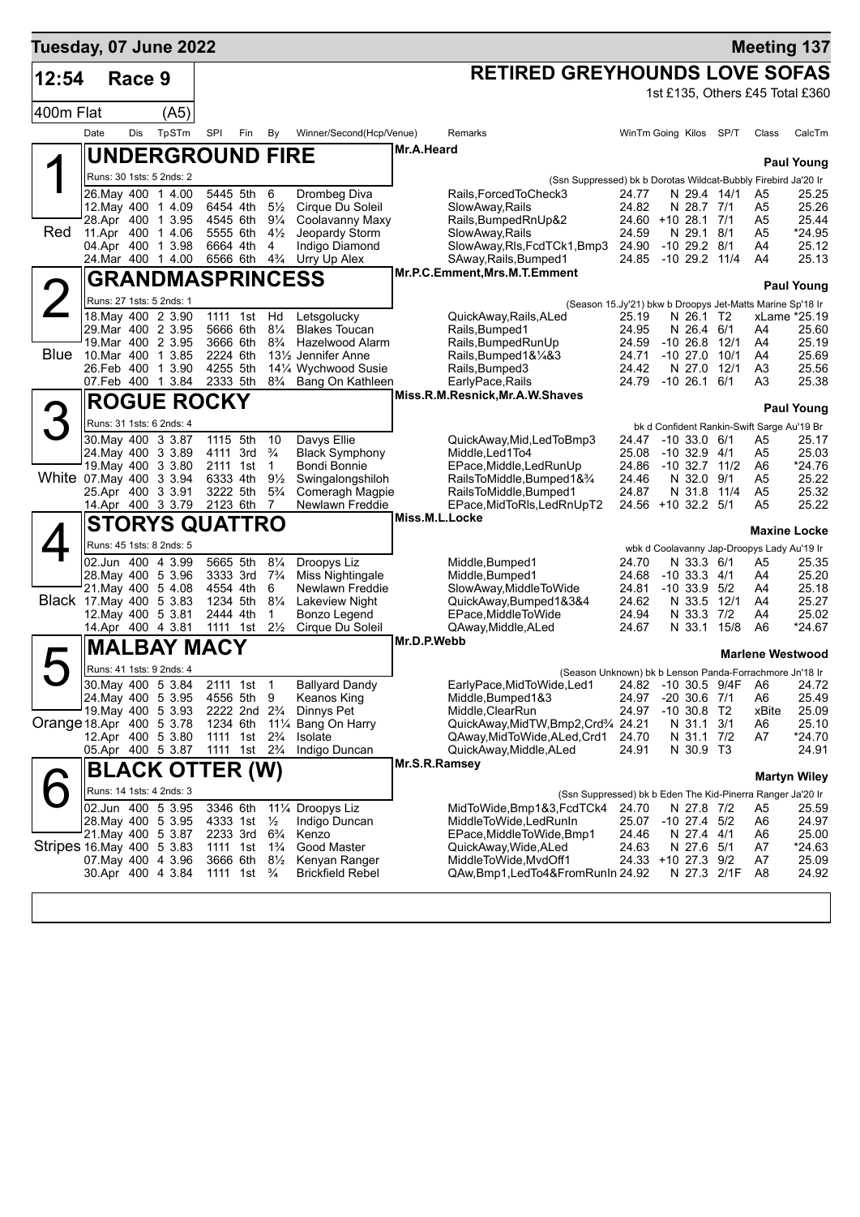**Tuesday, 07 June 2022** — **Meeting 137**

# 12:54 Race 9 — RETIRED GREYHOUNDS LOVE SOFAS

1st £135, Others £45 Total £360

400m Flat (A5)

| Date | Dis | TpSTm | SPI | Fin | By | Winner/Second(Hcp/Venue) | Remarks | WinTm | Going | Kilos | SP/T | Class | CalcTm |
|---|---|---|---|---|---|---|---|---|---|---|---|---|---|

## 1 (Red) UNDERGROUND FIRE — Mr.A.Heard — Paul Young

Runs: 30 1sts: 5 2nds: 2 — (Ssn Suppressed) bk b Dorotas Wildcat-Bubbly Firebird Ja'20 Ir

| Date | Dis | TpSTm | SPI | Fin | By | Winner/Second(Hcp/Venue) | Remarks | WinTm | Going | Kilos | SP/T | Class | CalcTm |
|---|---|---|---|---|---|---|---|---|---|---|---|---|---|
| 26.May | 400 | 1 4.00 | 5445 | 5th | 6 | Drombeg Diva | Rails,ForcedToCheck3 | 24.77 | N | 29.4 | 14/1 | A5 | 25.25 |
| 12.May | 400 | 1 4.09 | 6454 | 4th | 5½ | Cirque Du Soleil | SlowAway,Rails | 24.82 | N | 28.7 | 7/1 | A5 | 25.26 |
| 28.Apr | 400 | 1 3.95 | 4545 | 6th | 9¼ | Coolavanny Maxy | Rails,BumpedRnUp&2 | 24.60 | +10 | 28.1 | 7/1 | A5 | 25.44 |
| 11.Apr | 400 | 1 4.06 | 5555 | 6th | 4½ | Jeopardy Storm | SlowAway,Rails | 24.59 | N | 29.1 | 8/1 | A5 | *24.95 |
| 04.Apr | 400 | 1 3.98 | 6664 | 4th | 4 | Indigo Diamond | SlowAway,Rls,FcdTCk1,Bmp3 | 24.90 | -10 | 29.2 | 8/1 | A4 | 25.12 |
| 24.Mar | 400 | 1 4.00 | 6566 | 6th | 4¾ | Urry Up Alex | SAway,Rails,Bumped1 | 24.85 | -10 | 29.2 | 11/4 | A4 | 25.13 |

## 2 (Blue) GRANDMASPRINCESS — Mr.P.C.Emment,Mrs.M.T.Emment — Paul Young

Runs: 27 1sts: 5 2nds: 1 — (Season 15.Jy'21) bkw b Droopys Jet-Matts Marine Sp'18 Ir

| Date | Dis | TpSTm | SPI | Fin | By | Winner/Second(Hcp/Venue) | Remarks | WinTm | Going | Kilos | SP/T | Class | CalcTm |
|---|---|---|---|---|---|---|---|---|---|---|---|---|---|
| 18.May | 400 | 2 3.90 | 1111 | 1st | Hd | Letsgolucky | QuickAway,Rails,ALed | 25.19 | N | 26.1 | T2 | xLame | *25.19 |
| 29.Mar | 400 | 2 3.95 | 5666 | 6th | 8¼ | Blakes Toucan | Rails,Bumped1 | 24.95 | N | 26.4 | 6/1 | A4 | 25.60 |
| 19.Mar | 400 | 2 3.95 | 3666 | 6th | 8¾ | Hazelwood Alarm | Rails,BumpedRunUp | 24.59 | -10 | 26.8 | 12/1 | A4 | 25.19 |
| 10.Mar | 400 | 1 3.85 | 2224 | 6th | 13½ | Jennifer Anne | Rails,Bumped1&¼&3 | 24.71 | -10 | 27.0 | 10/1 | A4 | 25.69 |
| 26.Feb | 400 | 1 3.90 | 4255 | 5th | 14¼ | Wychwood Susie | Rails,Bumped3 | 24.42 | N | 27.0 | 12/1 | A3 | 25.56 |
| 07.Feb | 400 | 1 3.84 | 2333 | 5th | 8¾ | Bang On Kathleen | EarlyPace,Rails | 24.79 | -10 | 26.1 | 6/1 | A3 | 25.38 |

## 3 (White) ROGUE ROCKY — Miss.R.M.Resnick,Mr.A.W.Shaves — Paul Young

Runs: 31 1sts: 6 2nds: 4 — bk d Confident Rankin-Swift Sarge Au'19 Br

| Date | Dis | TpSTm | SPI | Fin | By | Winner/Second(Hcp/Venue) | Remarks | WinTm | Going | Kilos | SP/T | Class | CalcTm |
|---|---|---|---|---|---|---|---|---|---|---|---|---|---|
| 30.May | 400 | 3 3.87 | 1115 | 5th | 10 | Davys Ellie | QuickAway,Mid,LedToBmp3 | 24.47 | -10 | 33.0 | 6/1 | A5 | 25.17 |
| 24.May | 400 | 3 3.89 | 4111 | 3rd | ¾ | Black Symphony | Middle,Led1To4 | 25.08 | -10 | 32.9 | 4/1 | A5 | 25.03 |
| 19.May | 400 | 3 3.80 | 2111 | 1st | 1 | Bondi Bonnie | EPace,Middle,LedRunUp | 24.86 | -10 | 32.7 | 11/2 | A6 | *24.76 |
| 07.May | 400 | 3 3.94 | 6333 | 4th | 9½ | Swingalongshiloh | RailsToMiddle,Bumped1&¾ | 24.46 | N | 32.0 | 9/1 | A5 | 25.22 |
| 25.Apr | 400 | 3 3.91 | 3222 | 5th | 5¾ | Comeragh Magpie | RailsToMiddle,Bumped1 | 24.87 | N | 31.8 | 11/4 | A5 | 25.32 |
| 14.Apr | 400 | 3 3.79 | 2123 | 6th | 7 | Newlawn Freddie | EPace,MidToRls,LedRnUpT2 | 24.56 | +10 | 32.2 | 5/1 | A5 | 25.22 |

## 4 (Black) STORYS QUATTRO — Miss.M.L.Locke — Maxine Locke

Runs: 45 1sts: 8 2nds: 5 — wbk d Coolavanny Jap-Droopys Lady Au'19 Ir

| Date | Dis | TpSTm | SPI | Fin | By | Winner/Second(Hcp/Venue) | Remarks | WinTm | Going | Kilos | SP/T | Class | CalcTm |
|---|---|---|---|---|---|---|---|---|---|---|---|---|---|
| 02.Jun | 400 | 4 3.99 | 5665 | 5th | 8¼ | Droopys Liz | Middle,Bumped1 | 24.70 | N | 33.3 | 6/1 | A5 | 25.35 |
| 28.May | 400 | 5 3.96 | 3333 | 3rd | 7¾ | Miss Nightingale | Middle,Bumped1 | 24.68 | -10 | 33.3 | 4/1 | A4 | 25.20 |
| 21.May | 400 | 5 4.08 | 4554 | 4th | 6 | Newlawn Freddie | SlowAway,MiddleToWide | 24.81 | -10 | 33.9 | 5/2 | A4 | 25.18 |
| 17.May | 400 | 5 3.83 | 1234 | 5th | 8¼ | Lakeview Night | QuickAway,Bumped1&3&4 | 24.62 | N | 33.5 | 12/1 | A4 | 25.27 |
| 12.May | 400 | 5 3.81 | 2444 | 4th | 1 | Bonzo Legend | EPace,MiddleToWide | 24.94 | N | 33.3 | 7/2 | A4 | 25.02 |
| 14.Apr | 400 | 4 3.81 | 1111 | 1st | 2½ | Cirque Du Soleil | QAway,Middle,ALed | 24.67 | N | 33.1 | 15/8 | A6 | *24.67 |

## 5 (Orange) MALBAY MACY — Mr.D.P.Webb — Marlene Westwood

Runs: 41 1sts: 9 2nds: 4 — (Season Unknown) bk b Lenson Panda-Forrachmore Jn'18 Ir

| Date | Dis | TpSTm | SPI | Fin | By | Winner/Second(Hcp/Venue) | Remarks | WinTm | Going | Kilos | SP/T | Class | CalcTm |
|---|---|---|---|---|---|---|---|---|---|---|---|---|---|
| 30.May | 400 | 5 3.84 | 2111 | 1st | 1 | Ballyard Dandy | EarlyPace,MidToWide,Led1 | 24.82 | -10 | 30.5 | 9/4F | A6 | 24.72 |
| 24.May | 400 | 5 3.95 | 4556 | 5th | 9 | Keanos King | Middle,Bumped1&3 | 24.97 | -20 | 30.6 | 7/1 | A6 | 25.49 |
| 19.May | 400 | 5 3.93 | 2222 | 2nd | 2¾ | Dinnys Pet | Middle,ClearRun | 24.97 | -10 | 30.8 | T2 | xBite | 25.09 |
| 18.Apr | 400 | 5 3.78 | 1234 | 6th | 11¼ | Bang On Harry | QuickAway,MidTW,Bmp2,Crd¾ | 24.21 | N | 31.1 | 3/1 | A6 | 25.10 |
| 12.Apr | 400 | 5 3.80 | 1111 | 1st | 2¾ | Isolate | QAway,MidToWide,ALed,Crd1 | 24.70 | N | 31.1 | 7/2 | A7 | *24.70 |
| 05.Apr | 400 | 5 3.87 | 1111 | 1st | 2¾ | Indigo Duncan | QuickAway,Middle,ALed | 24.91 | N | 30.9 | T3 | | 24.91 |

## 6 (Stripes) BLACK OTTER (W) — Mr.S.R.Ramsey — Martyn Wiley

Runs: 14 1sts: 4 2nds: 3 — (Ssn Suppressed) bk b Eden The Kid-Pinerra Ranger Ja'20 Ir

| Date | Dis | TpSTm | SPI | Fin | By | Winner/Second(Hcp/Venue) | Remarks | WinTm | Going | Kilos | SP/T | Class | CalcTm |
|---|---|---|---|---|---|---|---|---|---|---|---|---|---|
| 02.Jun | 400 | 5 3.95 | 3346 | 6th | 11¼ | Droopys Liz | MidToWide,Bmp1&3,FcdTCk4 | 24.70 | N | 27.8 | 7/2 | A5 | 25.59 |
| 28.May | 400 | 5 3.95 | 4333 | 1st | ½ | Indigo Duncan | MiddleToWide,LedRunIn | 25.07 | -10 | 27.4 | 5/2 | A6 | 24.97 |
| 21.May | 400 | 5 3.87 | 2233 | 3rd | 6¾ | Kenzo | EPace,MiddleToWide,Bmp1 | 24.46 | N | 27.4 | 4/1 | A6 | 25.00 |
| 16.May | 400 | 5 3.83 | 1111 | 1st | 1¾ | Good Master | QuickAway,Wide,ALed | 24.63 | N | 27.6 | 5/1 | A7 | *24.63 |
| 07.May | 400 | 4 3.96 | 3666 | 6th | 8½ | Kenyan Ranger | MiddleToWide,MvdOff1 | 24.33 | +10 | 27.3 | 9/2 | A7 | 25.09 |
| 30.Apr | 400 | 4 3.84 | 1111 | 1st | ¾ | Brickfield Rebel | QAw,Bmp1,LedTo4&FromRunIn | 24.92 | N | 27.3 | 2/1F | A8 | 24.92 |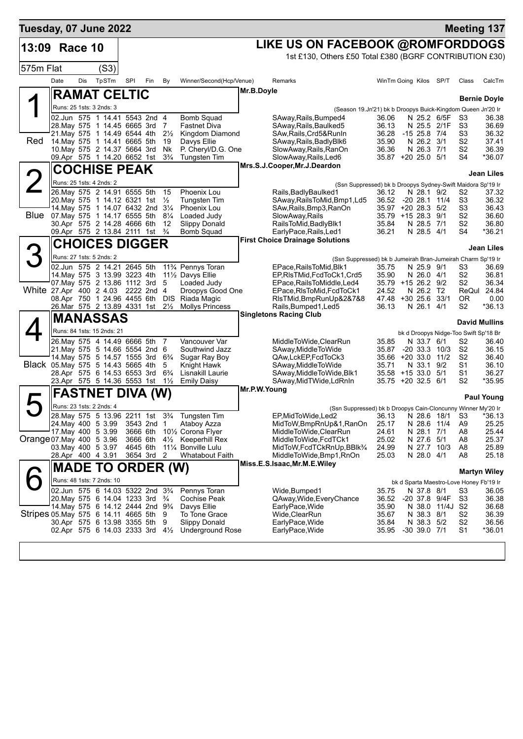## Tuesday, 07 June 2022 — Meeting 137

## 13:09 Race 10 — LIKE US ON FACEBOOK @ROMFORDDOGS

575m Flat (S3)

1st £130, Others £50 Total £380 (BGRF CONTRIBUTION £30)

| Date | Dis | TpSTm | SPI | Fin | By | Winner/Second(Hcp/Venue) | Remarks | WinTm | Going | Kilos | SP/T | Class | CalcTm |
|---|---|---|---|---|---|---|---|---|---|---|---|---|---|

### 1 (Red) RAMAT CELTIC — Mr.B.Doyle — Bernie Doyle

Runs: 25 1sts: 3 2nds: 3 — (Season 19.Jn'21) bk b Droopys Buick-Kingdom Queen Jn'20 Ir

| Date | Dis | TpSTm | SPI | Fin | By | Winner/Second(Hcp/Venue) | Remarks | WinTm | Going | Kilos | SP/T | Class | CalcTm |
|---|---|---|---|---|---|---|---|---|---|---|---|---|---|
| 02.Jun | 575 | 1 14.41 | 5543 | 2nd | 4 | Bomb Squad | SAway,Rails,Bumped4 | 36.06 | N | 25.2 | 6/5F | S3 | 36.38 |
| 28.May | 575 | 1 14.45 | 6665 | 3rd | 7 | Fastnet Diva | SAway,Rails,Baulked5 | 36.13 | N | 25.5 | 2/1F | S3 | 36.69 |
| 21.May | 575 | 1 14.49 | 6544 | 4th | 2½ | Kingdom Diamond | SAw,Rails,Crd5&RunIn | 36.28 | -15 | 25.8 | 7/4 | S3 | 36.32 |
| 14.May | 575 | 1 14.41 | 6665 | 5th | 19 | Davys Ellie | SAway,Rails,BadlyBlk6 | 35.90 | N | 26.2 | 3/1 | S2 | 37.41 |
| 10.May | 575 | 2 14.37 | 5664 | 3rd | Nk | P. Cheryl/D.G. One | SlowAway,Rails,RanOn | 36.36 | N | 26.3 | 7/1 | S2 | 36.39 |
| 09.Apr | 575 | 1 14.20 | 6652 | 1st | 3¾ | Tungsten Tim | SlowAway,Rails,Led6 | 35.87 | +20 | 25.0 | 5/1 | S4 | *36.07 |

### 2 (Blue) COCHISE PEAK — Mrs.S.J.Cooper,Mr.J.Deardon — Jean Liles

Runs: 25 1sts: 4 2nds: 2 — (Ssn Suppressed) bk b Droopys Sydney-Swift Maidora Sp'19 Ir

| Date | Dis | TpSTm | SPI | Fin | By | Winner/Second(Hcp/Venue) | Remarks | WinTm | Going | Kilos | SP/T | Class | CalcTm |
|---|---|---|---|---|---|---|---|---|---|---|---|---|---|
| 26.May | 575 | 2 14.91 | 6555 | 5th | 15 | Phoenix Lou | Rails,BadlyBaulked1 | 36.12 | N | 28.1 | 9/2 | S2 | 37.32 |
| 20.May | 575 | 1 14.12 | 6321 | 1st | ½ | Tungsten Tim | SAway,RailsToMid,Bmp1,Ld5 | 36.52 | -20 | 28.1 | 11/4 | S3 | 36.32 |
| 14.May | 575 | 1 14.07 | 6432 | 2nd | 3¼ | Phoenix Lou | SAw,Rails,Bmp3,RanOn | 35.97 | +20 | 28.3 | 5/2 | S3 | 36.43 |
| 07.May | 575 | 1 14.17 | 6555 | 5th | 8¼ | Loaded Judy | SlowAway,Rails | 35.79 | +15 | 28.3 | 9/1 | S2 | 36.60 |
| 30.Apr | 575 | 2 14.28 | 4666 | 6th | 12 | Slippy Donald | RailsToMid,BadlyBlk1 | 35.84 | N | 28.5 | 7/1 | S2 | 36.80 |
| 09.Apr | 575 | 2 13.84 | 2111 | 1st | ¾ | Bomb Squad | EarlyPace,Rails,Led1 | 36.21 | N | 28.5 | 4/1 | S4 | *36.21 |

### 3 (White) CHOICES DIGGER — First Choice Drainage Solutions — Jean Liles

Runs: 27 1sts: 5 2nds: 2 — (Ssn Suppressed) bk b Jumeirah Bran-Jumeirah Charm Sp'19 Ir

| Date | Dis | TpSTm | SPI | Fin | By | Winner/Second(Hcp/Venue) | Remarks | WinTm | Going | Kilos | SP/T | Class | CalcTm |
|---|---|---|---|---|---|---|---|---|---|---|---|---|---|
| 02.Jun | 575 | 2 14.21 | 2645 | 5th | 11¾ | Pennys Toran | EPace,RailsToMid,Blk1 | 35.75 | N | 25.9 | 9/1 | S3 | 36.69 |
| 14.May | 575 | 3 13.99 | 3223 | 4th | 11½ | Davys Ellie | EP,RlsTMid,FcdToCk1,Crd5 | 35.90 | N | 26.0 | 4/1 | S2 | 36.81 |
| 07.May | 575 | 2 13.86 | 1112 | 3rd | 5 | Loaded Judy | EPace,RailsToMiddle,Led4 | 35.79 | +15 | 26.2 | 9/2 | S2 | 36.34 |
| 27.Apr | 400 | 2 4.03 | 2222 | 2nd | 4 | Droopys Good One | EPace,RlsToMid,FcdToCk1 | 24.52 | N | 26.2 | T2 | ReQul | 24.84 |
| 08.Apr | 750 | 1 24.96 | 4455 | 6th | DIS | Riada Magic | RlsTMid,BmpRunUp&2&7&8 | 47.48 | +30 | 25.6 | 33/1 | OR | 0.00 |
| 26.Mar | 575 | 2 13.89 | 4331 | 1st | 2½ | Mollys Princess | Rails,Bumped1,Led5 | 36.13 | N | 26.1 | 4/1 | S2 | *36.13 |

### 4 (Black) MANASSAS — Singletons Racing Club — David Mullins

Runs: 84 1sts: 15 2nds: 21 — bk d Droopys Nidge-Too Swift Sp'18 Br

| Date | Dis | TpSTm | SPI | Fin | By | Winner/Second(Hcp/Venue) | Remarks | WinTm | Going | Kilos | SP/T | Class | CalcTm |
|---|---|---|---|---|---|---|---|---|---|---|---|---|---|
| 26.May | 575 | 4 14.49 | 6666 | 5th | 7 | Vancouver Var | MiddleToWide,ClearRun | 35.85 | N | 33.7 | 6/1 | S2 | 36.40 |
| 21.May | 575 | 5 14.66 | 5554 | 2nd | 6 | Southwind Jazz | SAway,MiddleToWide | 35.87 | -20 | 33.3 | 10/3 | S2 | 36.15 |
| 14.May | 575 | 5 14.57 | 1555 | 3rd | 6¾ | Sugar Ray Boy | QAw,LckEP,FcdToCk3 | 35.66 | +20 | 33.0 | 11/2 | S2 | 36.40 |
| 05.May | 575 | 5 14.43 | 5665 | 4th | 5 | Knight Hawk | SAway,MiddleToWide | 35.71 | N | 33.1 | 9/2 | S1 | 36.10 |
| 28.Apr | 575 | 6 14.53 | 6553 | 3rd | 6¾ | Lisnakill Laurie | SAway,MiddleToWide,Blk1 | 35.58 | +15 | 33.0 | 5/1 | S1 | 36.27 |
| 23.Apr | 575 | 5 14.36 | 5553 | 1st | 1½ | Emily Daisy | SAway,MidTWide,LdRnIn | 35.75 | +20 | 32.5 | 6/1 | S2 | *35.95 |

### 5 (Orange) FASTNET DIVA (W) — Mr.P.W.Young — Paul Young

Runs: 23 1sts: 2 2nds: 4 — (Ssn Suppressed) bk b Droopys Cain-Cloncunny Winner My'20 Ir

| Date | Dis | TpSTm | SPI | Fin | By | Winner/Second(Hcp/Venue) | Remarks | WinTm | Going | Kilos | SP/T | Class | CalcTm |
|---|---|---|---|---|---|---|---|---|---|---|---|---|---|
| 28.May | 575 | 5 13.96 | 2211 | 1st | 3¾ | Tungsten Tim | EP,MidToWide,Led2 | 36.13 | N | 28.6 | 18/1 | S3 | *36.13 |
| 24.May | 400 | 5 3.99 | 3543 | 2nd | 1 | Ataboy Azza | MidToW,BmpRnUp&1,RanOn | 25.17 | N | 28.6 | 11/4 | A9 | 25.25 |
| 17.May | 400 | 5 3.99 | 3666 | 6th | 10½ | Corona Flyer | MiddleToWide,ClearRun | 24.61 | N | 28.1 | 7/1 | A8 | 25.44 |
| 07.May | 400 | 5 3.96 | 3666 | 6th | 4½ | Keeperhill Rex | MiddleToWide,FcdTCk1 | 25.02 | N | 27.6 | 5/1 | A8 | 25.37 |
| 03.May | 400 | 5 3.97 | 4645 | 6th | 11¼ | Bonville Lulu | MidToW,FcdTCkRnUp,BBlk¾ | 24.99 | N | 27.7 | 10/3 | A8 | 25.89 |
| 28.Apr | 400 | 4 3.91 | 3654 | 3rd | 2 | Whatabout Faith | MiddleToWide,Bmp1,RnOn | 25.03 | N | 28.0 | 4/1 | A8 | 25.18 |

### 6 (Stripes) MADE TO ORDER (W) — Miss.E.S.Isaac,Mr.M.E.Wiley — Martyn Wiley

Runs: 48 1sts: 7 2nds: 10 — bk d Sparta Maestro-Love Honey Fb'19 Ir

| Date | Dis | TpSTm | SPI | Fin | By | Winner/Second(Hcp/Venue) | Remarks | WinTm | Going | Kilos | SP/T | Class | CalcTm |
|---|---|---|---|---|---|---|---|---|---|---|---|---|---|
| 02.Jun | 575 | 6 14.03 | 5322 | 2nd | 3¾ | Pennys Toran | Wide,Bumped1 | 35.75 | N | 37.8 | 8/1 | S3 | 36.05 |
| 20.May | 575 | 6 14.04 | 1233 | 3rd | ¾ | Cochise Peak | QAway,Wide,EveryChance | 36.52 | -20 | 37.8 | 9/4F | S3 | 36.38 |
| 14.May | 575 | 6 14.12 | 2444 | 2nd | 9¾ | Davys Ellie | EarlyPace,Wide | 35.90 | N | 38.0 | 11/4J | S2 | 36.68 |
| 05.May | 575 | 6 14.11 | 4665 | 5th | 9 | To Tone Grace | Wide,ClearRun | 35.67 | N | 38.3 | 8/1 | S2 | 36.39 |
| 30.Apr | 575 | 6 13.98 | 3355 | 5th | 9 | Slippy Donald | EarlyPace,Wide | 35.84 | N | 38.3 | 5/2 | S2 | 36.56 |
| 02.Apr | 575 | 6 14.03 | 2333 | 3rd | 4½ | Underground Rose | EarlyPace,Wide | 35.95 | -30 | 39.0 | 7/1 | S1 | *36.01 |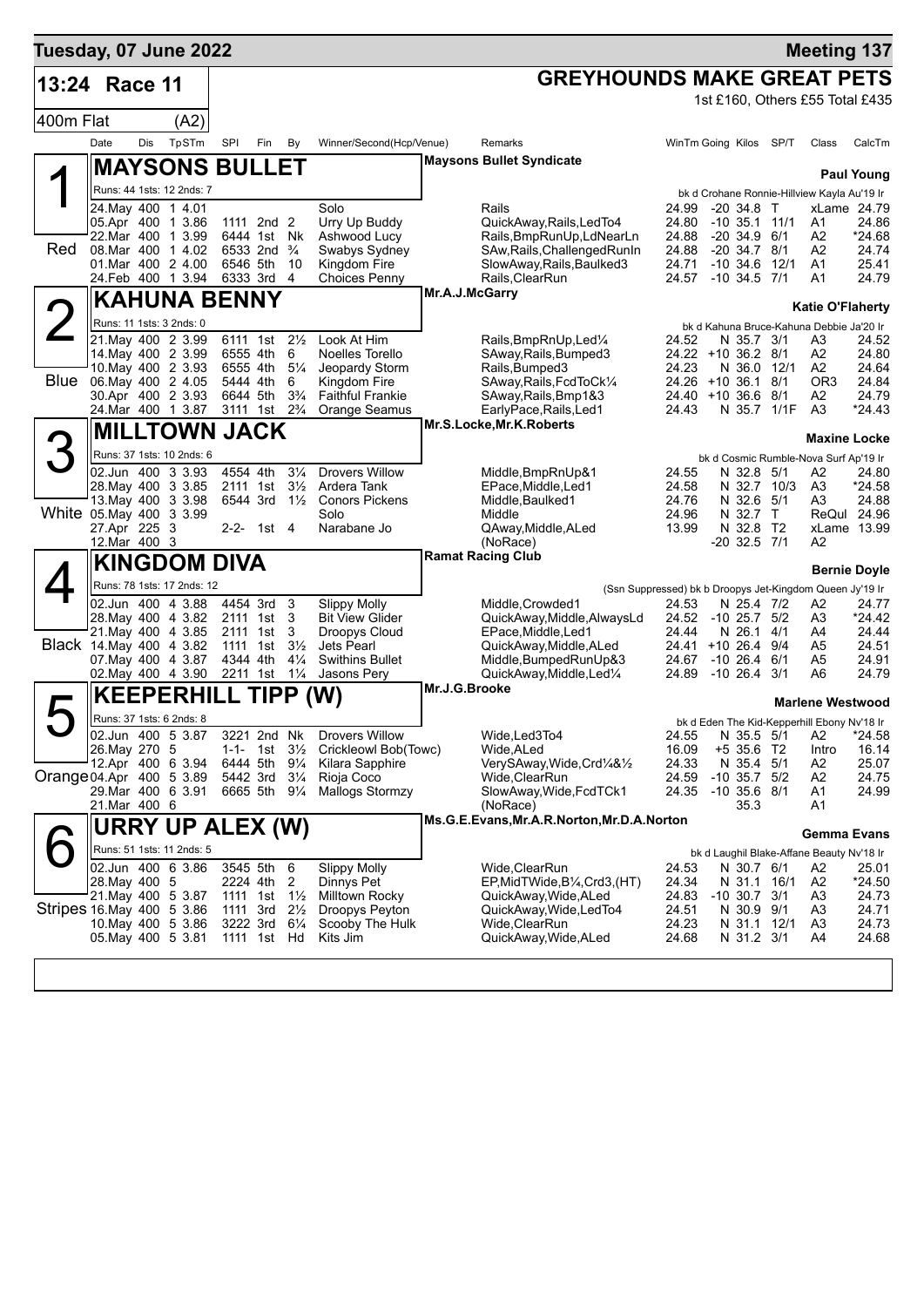**Tuesday, 07 June 2022** — **Meeting 137**

## 13:24 Race 11

## GREYHOUNDS MAKE GREAT PETS

1st £160, Others £55 Total £435

400m Flat (A2)

| Date | Dis | TpSTm | SPI | Fin | By | Winner/Second(Hcp/Venue) | Remarks | WinTm | Going | Kilos | SP/T | Class | CalcTm |
|---|---|---|---|---|---|---|---|---|---|---|---|---|---|

### 1 Red — MAYSONS BULLET
Maysons Bullet Syndicate — Trainer: Paul Young
Runs: 44 1sts: 12 2nds: 7 — bk d Crohane Ronnie-Hillview Kayla Au'19 Ir

| Date | Dis | TpSTm | SPI | Fin | By | Winner/Second(Hcp/Venue) | Remarks | WinTm | Going | Kilos | SP/T | Class | CalcTm |
|---|---|---|---|---|---|---|---|---|---|---|---|---|---|
| 24.May | 400 | 1 4.01 | | | | Solo | Rails | 24.99 | -20 | 34.8 | T | xLame | 24.79 |
| 05.Apr | 400 | 1 3.86 | 1111 | 2nd | 2 | Urry Up Buddy | QuickAway,Rails,LedTo4 | 24.80 | -10 | 35.1 | 11/1 | A1 | 24.86 |
| 22.Mar | 400 | 1 3.99 | 6444 | 1st | Nk | Ashwood Lucy | Rails,BmpRunUp,LdNearLn | 24.88 | -20 | 34.9 | 6/1 | A2 | *24.68 |
| 08.Mar | 400 | 1 4.02 | 6533 | 2nd | ¾ | Swabys Sydney | SAw,Rails,ChallengedRunIn | 24.88 | -20 | 34.7 | 8/1 | A2 | 24.74 |
| 01.Mar | 400 | 2 4.00 | 6546 | 5th | 10 | Kingdom Fire | SlowAway,Rails,Baulked3 | 24.71 | -10 | 34.6 | 12/1 | A1 | 25.41 |
| 24.Feb | 400 | 1 3.94 | 6333 | 3rd | 4 | Choices Penny | Rails,ClearRun | 24.57 | -10 | 34.5 | 7/1 | A1 | 24.79 |

### 2 Blue — KAHUNA BENNY
Mr.A.J.McGarry — Trainer: Katie O'Flaherty
Runs: 11 1sts: 3 2nds: 0 — bk d Kahuna Bruce-Kahuna Debbie Ja'20 Ir

| Date | Dis | TpSTm | SPI | Fin | By | Winner/Second(Hcp/Venue) | Remarks | WinTm | Going | Kilos | SP/T | Class | CalcTm |
|---|---|---|---|---|---|---|---|---|---|---|---|---|---|
| 21.May | 400 | 2 3.99 | 6111 | 1st | 2½ | Look At Him | Rails,BmpRnUp,Led¼ | 24.52 | N | 35.7 | 3/1 | A3 | 24.52 |
| 14.May | 400 | 2 3.99 | 6555 | 4th | 6 | Noelles Torello | SAway,Rails,Bumped3 | 24.22 | +10 | 36.2 | 8/1 | A2 | 24.80 |
| 10.May | 400 | 2 3.93 | 6555 | 4th | 5¼ | Jeopardy Storm | Rails,Bumped3 | 24.23 | N | 36.0 | 12/1 | A2 | 24.64 |
| 06.May | 400 | 2 4.05 | 5444 | 4th | 6 | Kingdom Fire | SAway,Rails,FcdToCk¼ | 24.26 | +10 | 36.1 | 8/1 | OR3 | 24.84 |
| 30.Apr | 400 | 2 3.93 | 6644 | 5th | 3¾ | Faithful Frankie | SAway,Rails,Bmp1&3 | 24.40 | +10 | 36.6 | 8/1 | A2 | 24.79 |
| 24.Mar | 400 | 1 3.87 | 3111 | 1st | 2¾ | Orange Seamus | EarlyPace,Rails,Led1 | 24.43 | N | 35.7 | 1/1F | A3 | *24.43 |

### 3 White — MILLTOWN JACK
Mr.S.Locke,Mr.K.Roberts — Trainer: Maxine Locke
Runs: 37 1sts: 10 2nds: 6 — bk d Cosmic Rumble-Nova Surf Ap'19 Ir

| Date | Dis | TpSTm | SPI | Fin | By | Winner/Second(Hcp/Venue) | Remarks | WinTm | Going | Kilos | SP/T | Class | CalcTm |
|---|---|---|---|---|---|---|---|---|---|---|---|---|---|
| 02.Jun | 400 | 3 3.93 | 4554 | 4th | 3¼ | Drovers Willow | Middle,BmpRnUp&1 | 24.55 | N | 32.8 | 5/1 | A2 | 24.80 |
| 28.May | 400 | 3 3.85 | 2111 | 1st | 3½ | Ardera Tank | EPace,Middle,Led1 | 24.58 | N | 32.7 | 10/3 | A3 | *24.58 |
| 13.May | 400 | 3 3.98 | 6544 | 3rd | 1½ | Conors Pickens | Middle,Baulked1 | 24.76 | N | 32.6 | 5/1 | A3 | 24.88 |
| 05.May | 400 | 3 3.99 | | | | Solo | Middle | 24.96 | N | 32.7 | T | ReQul | 24.96 |
| 27.Apr | 225 | 3 | 2-2- | 1st | 4 | Narabane Jo | QAway,Middle,ALed | 13.99 | N | 32.8 | T2 | xLame | 13.99 |
| 12.Mar | 400 | 3 | | | | | (NoRace) | | -20 | 32.5 | 7/1 | A2 | |

### 4 Black — KINGDOM DIVA
Ramat Racing Club — Trainer: Bernie Doyle
Runs: 78 1sts: 17 2nds: 12 — (Ssn Suppressed) bk b Droopys Jet-Kingdom Queen Jy'19 Ir

| Date | Dis | TpSTm | SPI | Fin | By | Winner/Second(Hcp/Venue) | Remarks | WinTm | Going | Kilos | SP/T | Class | CalcTm |
|---|---|---|---|---|---|---|---|---|---|---|---|---|---|
| 02.Jun | 400 | 4 3.88 | 4454 | 3rd | 3 | Slippy Molly | Middle,Crowded1 | 24.53 | N | 25.4 | 7/2 | A2 | 24.77 |
| 28.May | 400 | 4 3.82 | 2111 | 1st | 3 | Bit View Glider | QuickAway,Middle,AlwaysLd | 24.52 | -10 | 25.7 | 5/2 | A3 | *24.42 |
| 21.May | 400 | 4 3.85 | 2111 | 1st | 3 | Droopys Cloud | EPace,Middle,Led1 | 24.44 | N | 26.1 | 4/1 | A4 | 24.44 |
| 14.May | 400 | 4 3.82 | 1111 | 1st | 3½ | Jets Pearl | QuickAway,Middle,ALed | 24.41 | +10 | 26.4 | 9/4 | A5 | 24.51 |
| 07.May | 400 | 4 3.87 | 4344 | 4th | 4¼ | Swithins Bullet | Middle,BumpedRunUp&3 | 24.67 | -10 | 26.4 | 6/1 | A5 | 24.91 |
| 02.May | 400 | 4 3.90 | 2211 | 1st | 1¼ | Jasons Pery | QuickAway,Middle,Led¼ | 24.89 | -10 | 26.4 | 3/1 | A6 | 24.79 |

### 5 Orange — KEEPERHILL TIPP (W)
Mr.J.G.Brooke — Trainer: Marlene Westwood
Runs: 37 1sts: 6 2nds: 8 — bk d Eden The Kid-Kepperhill Ebony Nv'18 Ir

| Date | Dis | TpSTm | SPI | Fin | By | Winner/Second(Hcp/Venue) | Remarks | WinTm | Going | Kilos | SP/T | Class | CalcTm |
|---|---|---|---|---|---|---|---|---|---|---|---|---|---|
| 02.Jun | 400 | 5 3.87 | 3221 | 2nd | Nk | Drovers Willow | Wide,Led3To4 | 24.55 | N | 35.5 | 5/1 | A2 | *24.58 |
| 26.May | 270 | 5 | 1-1- | 1st | 3½ | Crickleowl Bob(Towc) | Wide,ALed | 16.09 | +5 | 35.6 | T2 | Intro | 16.14 |
| 12.Apr | 400 | 6 3.94 | 6444 | 5th | 9¼ | Kilara Sapphire | VerySAway,Wide,Crd¼&½ | 24.33 | N | 35.4 | 5/1 | A2 | 25.07 |
| 04.Apr | 400 | 5 3.89 | 5442 | 3rd | 3¼ | Rioja Coco | Wide,ClearRun | 24.59 | -10 | 35.7 | 5/2 | A2 | 24.75 |
| 29.Mar | 400 | 6 3.91 | 6665 | 5th | 9¼ | Mallogs Stormzy | SlowAway,Wide,FcdTCk1 | 24.35 | -10 | 35.6 | 8/1 | A1 | 24.99 |
| 21.Mar | 400 | 6 | | | | | (NoRace) | | | 35.3 | | A1 | |

### 6 Stripes — URRY UP ALEX (W)
Ms.G.E.Evans,Mr.A.R.Norton,Mr.D.A.Norton — Trainer: Gemma Evans
Runs: 51 1sts: 11 2nds: 5 — bk d Laughil Blake-Affane Beauty Nv'18 Ir

| Date | Dis | TpSTm | SPI | Fin | By | Winner/Second(Hcp/Venue) | Remarks | WinTm | Going | Kilos | SP/T | Class | CalcTm |
|---|---|---|---|---|---|---|---|---|---|---|---|---|---|
| 02.Jun | 400 | 6 3.86 | 3545 | 5th | 6 | Slippy Molly | Wide,ClearRun | 24.53 | N | 30.7 | 6/1 | A2 | 25.01 |
| 28.May | 400 | 5 | 2224 | 4th | 2 | Dinnys Pet | EP,MidTWide,B¼,Crd3,(HT) | 24.34 | N | 31.1 | 16/1 | A2 | *24.50 |
| 21.May | 400 | 5 3.87 | 1111 | 1st | 1½ | Milltown Rocky | QuickAway,Wide,ALed | 24.83 | -10 | 30.7 | 3/1 | A3 | 24.73 |
| 16.May | 400 | 5 3.86 | 1111 | 3rd | 2½ | Droopys Peyton | QuickAway,Wide,LedTo4 | 24.51 | N | 30.9 | 9/1 | A3 | 24.71 |
| 10.May | 400 | 5 3.86 | 3222 | 3rd | 6¼ | Scooby The Hulk | Wide,ClearRun | 24.23 | N | 31.1 | 12/1 | A3 | 24.73 |
| 05.May | 400 | 5 3.81 | 1111 | 1st | Hd | Kits Jim | QuickAway,Wide,ALed | 24.68 | N | 31.2 | 3/1 | A4 | 24.68 |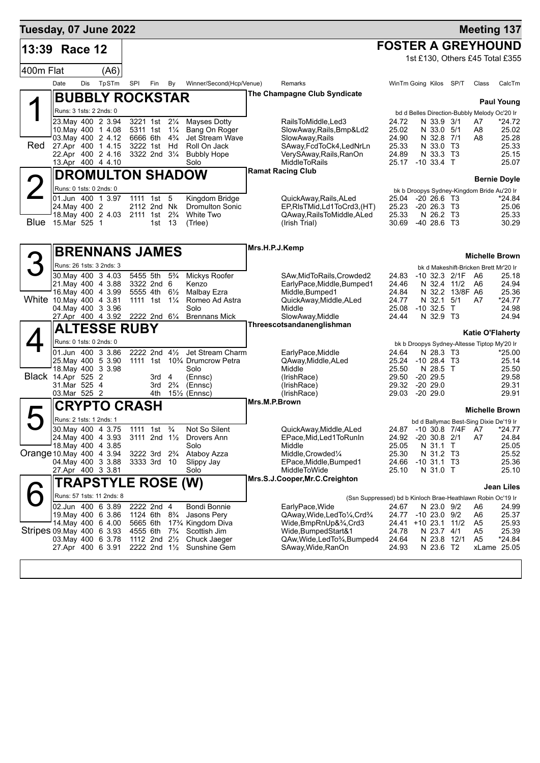**Tuesday, 07 June 2022** | **Meeting 137**

## 13:39 Race 12

## FOSTER A GREYHOUND

1st £130, Others £45 Total £355

400m Flat (A6)

| Date | Dis | TpSTm | SPI | Fin | By | Winner/Second(Hcp/Venue) | Remarks | WinTm | Going | Kilos | SP/T | Class | CalcTm |
|---|---|---|---|---|---|---|---|---|---|---|---|---|---|

### 1 (Red) BUBBLY ROCKSTAR
The Champagne Club Syndicate — **Paul Young**

Runs: 3 1sts: 2 2nds: 0 — bd d Belles Direction-Bubbly Melody Oc'20 Ir

| Date | Dis | TpSTm | SPI | Fin | By | Winner/Second | Remarks | WinTm | Going | Kilos | SP/T | Class | CalcTm |
|---|---|---|---|---|---|---|---|---|---|---|---|---|---|
| 23.May | 400 | 2 3.94 | 3221 | 1st | 2¼ | Mayses Dotty | RailsToMiddle,Led3 | 24.72 | N | 33.9 | 3/1 | A7 | *24.72 |
| 10.May | 400 | 1 4.08 | 5311 | 1st | 1¼ | Bang On Roger | SlowAway,Rails,Bmp&Ld2 | 25.02 | N | 33.0 | 5/1 | A8 | 25.02 |
| 03.May | 400 | 2 4.12 | 6666 | 6th | 4¾ | Jet Stream Wave | SlowAway,Rails | 24.90 | N | 32.8 | 7/1 | A8 | 25.28 |
| 27.Apr | 400 | 1 4.15 | 3222 | 1st | Hd | Roll On Jack | SAway,FcdToCk4,LedNrLn | 25.33 | N | 33.0 | T3 | | 25.33 |
| 22.Apr | 400 | 2 4.16 | 3322 | 2nd | 3¼ | Bubbly Hope | VerySAway,Rails,RanOn | 24.89 | N | 33.3 | T3 | | 25.15 |
| 13.Apr | 400 | 4 4.10 | | | | Solo | MiddleToRails | 25.17 | -10 | 33.4 | T | | 25.07 |

### 2 (Blue) DROMULTON SHADOW
Ramat Racing Club — **Bernie Doyle**

Runs: 0 1sts: 0 2nds: 0 — bk b Droopys Sydney-Kingdom Bride Au'20 Ir

| Date | Dis | TpSTm | SPI | Fin | By | Winner/Second | Remarks | WinTm | Going | Kilos | SP/T | Class | CalcTm |
|---|---|---|---|---|---|---|---|---|---|---|---|---|---|
| 01.Jun | 400 | 1 3.97 | 1111 | 1st | 5 | Kingdom Bridge | QuickAway,Rails,ALed | 25.04 | -20 | 26.6 | T3 | | *24.84 |
| 24.May | 400 | 2 | 2112 | 2nd | Nk | Dromulton Sonic | EP,RlsTMid,Ld1ToCrd3,(HT) | 25.23 | -20 | 26.3 | T3 | | 25.06 |
| 18.May | 400 | 2 4.03 | 2111 | 1st | 2¾ | White Two | QAway,RailsToMiddle,ALed | 25.33 | N | 26.2 | T3 | | 25.33 |
| 15.Mar | 525 | 1 | | 1st | 13 | (Trlee) | (Irish Trial) | 30.69 | -40 | 28.6 | T3 | | 30.29 |

### 3 (White) BRENNANS JAMES
Mrs.H.P.J.Kemp — **Michelle Brown**

Runs: 26 1sts: 3 2nds: 3 — bk d Makeshift-Bricken Brett Mr'20 Ir

| Date | Dis | TpSTm | SPI | Fin | By | Winner/Second | Remarks | WinTm | Going | Kilos | SP/T | Class | CalcTm |
|---|---|---|---|---|---|---|---|---|---|---|---|---|---|
| 30.May | 400 | 3 4.03 | 5455 | 5th | 5¾ | Mickys Roofer | SAw,MidToRails,Crowded2 | 24.83 | -10 | 32.3 | 2/1F | A6 | 25.18 |
| 21.May | 400 | 4 3.88 | 3322 | 2nd | 6 | Kenzo | EarlyPace,Middle,Bumped1 | 24.46 | N | 32.4 | 11/2 | A6 | 24.94 |
| 16.May | 400 | 4 3.99 | 5555 | 4th | 6½ | Malbay Ezra | Middle,Bumped1 | 24.84 | N | 32.2 | 13/8F | A6 | 25.36 |
| 10.May | 400 | 4 3.81 | 1111 | 1st | 1¼ | Romeo Ad Astra | QuickAway,Middle,ALed | 24.77 | N | 32.1 | 5/1 | A7 | *24.77 |
| 04.May | 400 | 3 3.96 | | | | Solo | Middle | 25.08 | -10 | 32.5 | T | | 24.98 |
| 27.Apr | 400 | 4 3.92 | 2222 | 2nd | 6¼ | Brennans Mick | SlowAway,Middle | 24.44 | N | 32.9 | T3 | | 24.94 |

### 4 (Black) ALTESSE RUBY
Threescotsandanenglishman — **Katie O'Flaherty**

Runs: 0 1sts: 0 2nds: 0 — bk b Droopys Sydney-Altesse Tiptop My'20 Ir

| Date | Dis | TpSTm | SPI | Fin | By | Winner/Second | Remarks | WinTm | Going | Kilos | SP/T | Class | CalcTm |
|---|---|---|---|---|---|---|---|---|---|---|---|---|---|
| 01.Jun | 400 | 3 3.86 | 2222 | 2nd | 4½ | Jet Stream Charm | EarlyPace,Middle | 24.64 | N | 28.3 | T3 | | *25.00 |
| 25.May | 400 | 5 3.90 | 1111 | 1st | 10¾ | Drumcrow Petra | QAway,Middle,ALed | 25.24 | -10 | 28.4 | T3 | | 25.14 |
| 18.May | 400 | 3 3.98 | | | | Solo | Middle | 25.50 | N | 28.5 | T | | 25.50 |
| 14.Apr | 525 | 2 | | 3rd | 4 | (Ennsc) | (IrishRace) | 29.50 | -20 | 29.5 | | | 29.58 |
| 31.Mar | 525 | 4 | | 3rd | 2¾ | (Ennsc) | (IrishRace) | 29.32 | -20 | 29.0 | | | 29.31 |
| 03.Mar | 525 | 2 | | 4th | 15½ | (Ennsc) | (IrishRace) | 29.03 | -20 | 29.0 | | | 29.91 |

### 5 (Orange) CRYPTO CRASH
Mrs.M.P.Brown — **Michelle Brown**

Runs: 2 1sts: 1 2nds: 1 — bd d Ballymac Best-Sing Dixie De'19 Ir

| Date | Dis | TpSTm | SPI | Fin | By | Winner/Second | Remarks | WinTm | Going | Kilos | SP/T | Class | CalcTm |
|---|---|---|---|---|---|---|---|---|---|---|---|---|---|
| 30.May | 400 | 4 3.75 | 1111 | 1st | ¾ | Not So Silent | QuickAway,Middle,ALed | 24.87 | -10 | 30.8 | 7/4F | A7 | *24.77 |
| 24.May | 400 | 4 3.93 | 3111 | 2nd | 1½ | Drovers Ann | EPace,Mid,Led1ToRunIn | 24.92 | -20 | 30.8 | 2/1 | A7 | 24.84 |
| 18.May | 400 | 4 3.85 | | | | Solo | Middle | 25.05 | N | 31.1 | T | | 25.05 |
| 10.May | 400 | 4 3.94 | 3222 | 3rd | 2¾ | Ataboy Azza | Middle,Crowded¼ | 25.30 | N | 31.2 | T3 | | 25.52 |
| 04.May | 400 | 3 3.88 | 3333 | 3rd | 10 | Slippy Jay | EPace,Middle,Bumped1 | 24.66 | -10 | 31.1 | T3 | | 25.36 |
| 27.Apr | 400 | 3 3.81 | | | | Solo | MiddleToWide | 25.10 | N | 31.0 | T | | 25.10 |

### 6 (Stripes) TRAPSTYLE ROSE (W)
Mrs.S.J.Cooper,Mr.C.Creighton — **Jean Liles**

Runs: 57 1sts: 11 2nds: 8 — (Ssn Suppressed) bd b Kinloch Brae-Heathlawn Robin Oc'19 Ir

| Date | Dis | TpSTm | SPI | Fin | By | Winner/Second | Remarks | WinTm | Going | Kilos | SP/T | Class | CalcTm |
|---|---|---|---|---|---|---|---|---|---|---|---|---|---|
| 02.Jun | 400 | 6 3.89 | 2222 | 2nd | 4 | Bondi Bonnie | EarlyPace,Wide | 24.67 | N | 23.0 | 9/2 | A6 | 24.99 |
| 19.May | 400 | 6 3.86 | 1124 | 6th | 8¾ | Jasons Pery | QAway,Wide,LedTo¼,Crd¾ | 24.77 | -10 | 23.0 | 9/2 | A6 | 25.37 |
| 14.May | 400 | 6 4.00 | 5665 | 6th | 17¾ | Kingdom Diva | Wide,BmpRnUp&¾,Crd3 | 24.41 | +10 | 23.1 | 11/2 | A5 | 25.93 |
| 09.May | 400 | 6 3.93 | 4555 | 6th | 7¾ | Scottish Jim | Wide,BumpedStart&1 | 24.78 | N | 23.7 | 4/1 | A5 | 25.39 |
| 03.May | 400 | 6 3.78 | 1112 | 2nd | 2½ | Chuck Jaeger | QAw,Wide,LedTo¾,Bumped4 | 24.64 | N | 23.8 | 12/1 | A5 | *24.84 |
| 27.Apr | 400 | 6 3.91 | 2222 | 2nd | 1½ | Sunshine Gem | SAway,Wide,RanOn | 24.93 | N | 23.6 | T2 | xLame | 25.05 |